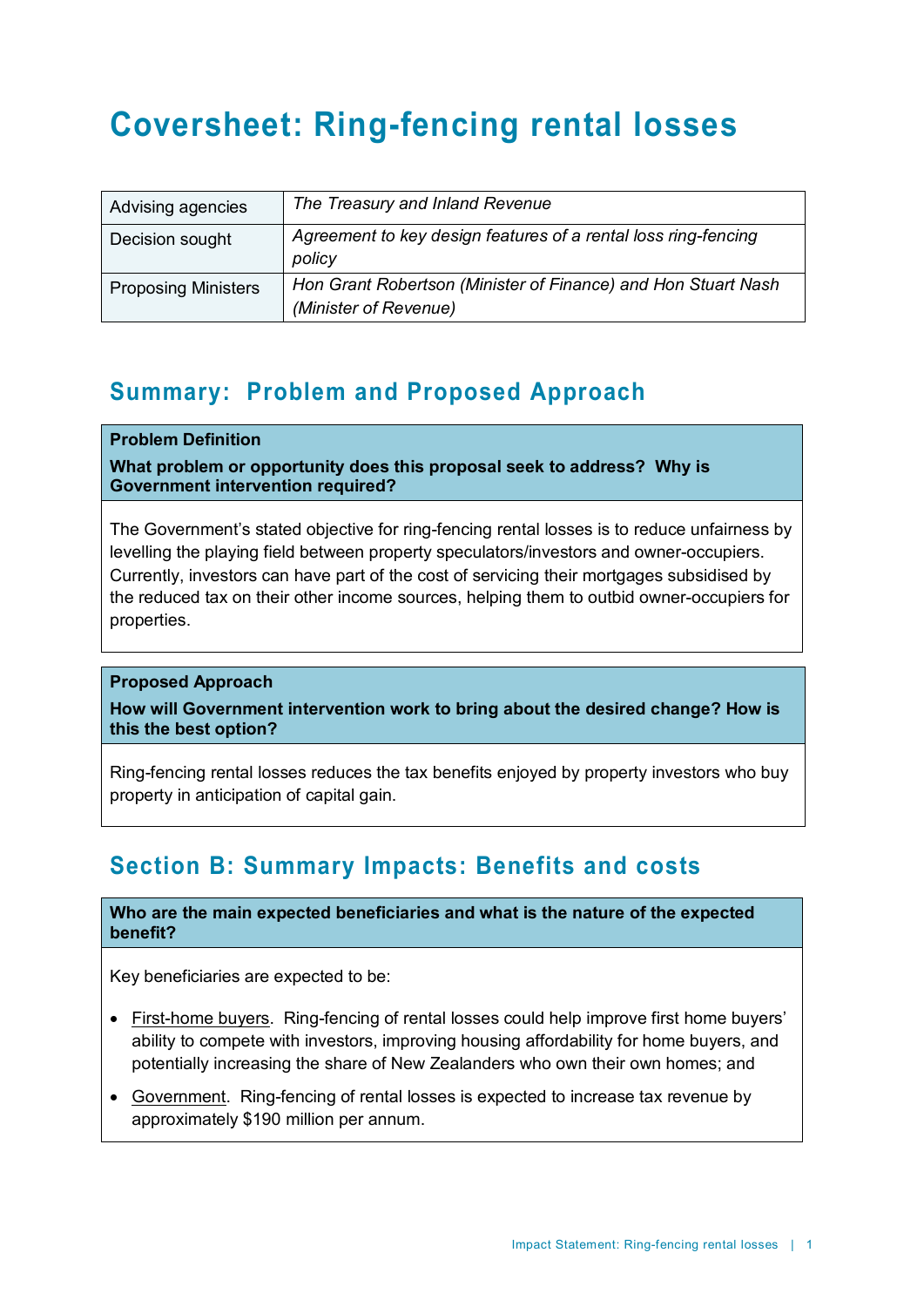# Coversheet: Ring-fencing rental losses

| | |
|---|---|
| Advising agencies | *The Treasury and Inland Revenue* |
| Decision sought | *Agreement to key design features of a rental loss ring-fencing policy* |
| Proposing Ministers | *Hon Grant Robertson (Minister of Finance) and Hon Stuart Nash (Minister of Revenue)* |

## Summary: Problem and Proposed Approach

**Problem Definition**

**What problem or opportunity does this proposal seek to address? Why is Government intervention required?**

The Government's stated objective for ring-fencing rental losses is to reduce unfairness by levelling the playing field between property speculators/investors and owner-occupiers. Currently, investors can have part of the cost of servicing their mortgages subsidised by the reduced tax on their other income sources, helping them to outbid owner-occupiers for properties.

**Proposed Approach**

**How will Government intervention work to bring about the desired change? How is this the best option?**

Ring-fencing rental losses reduces the tax benefits enjoyed by property investors who buy property in anticipation of capital gain.

## Section B: Summary Impacts: Benefits and costs

**Who are the main expected beneficiaries and what is the nature of the expected benefit?**

Key beneficiaries are expected to be:

- First-home buyers. Ring-fencing of rental losses could help improve first home buyers' ability to compete with investors, improving housing affordability for home buyers, and potentially increasing the share of New Zealanders who own their own homes; and
- Government. Ring-fencing of rental losses is expected to increase tax revenue by approximately $190 million per annum.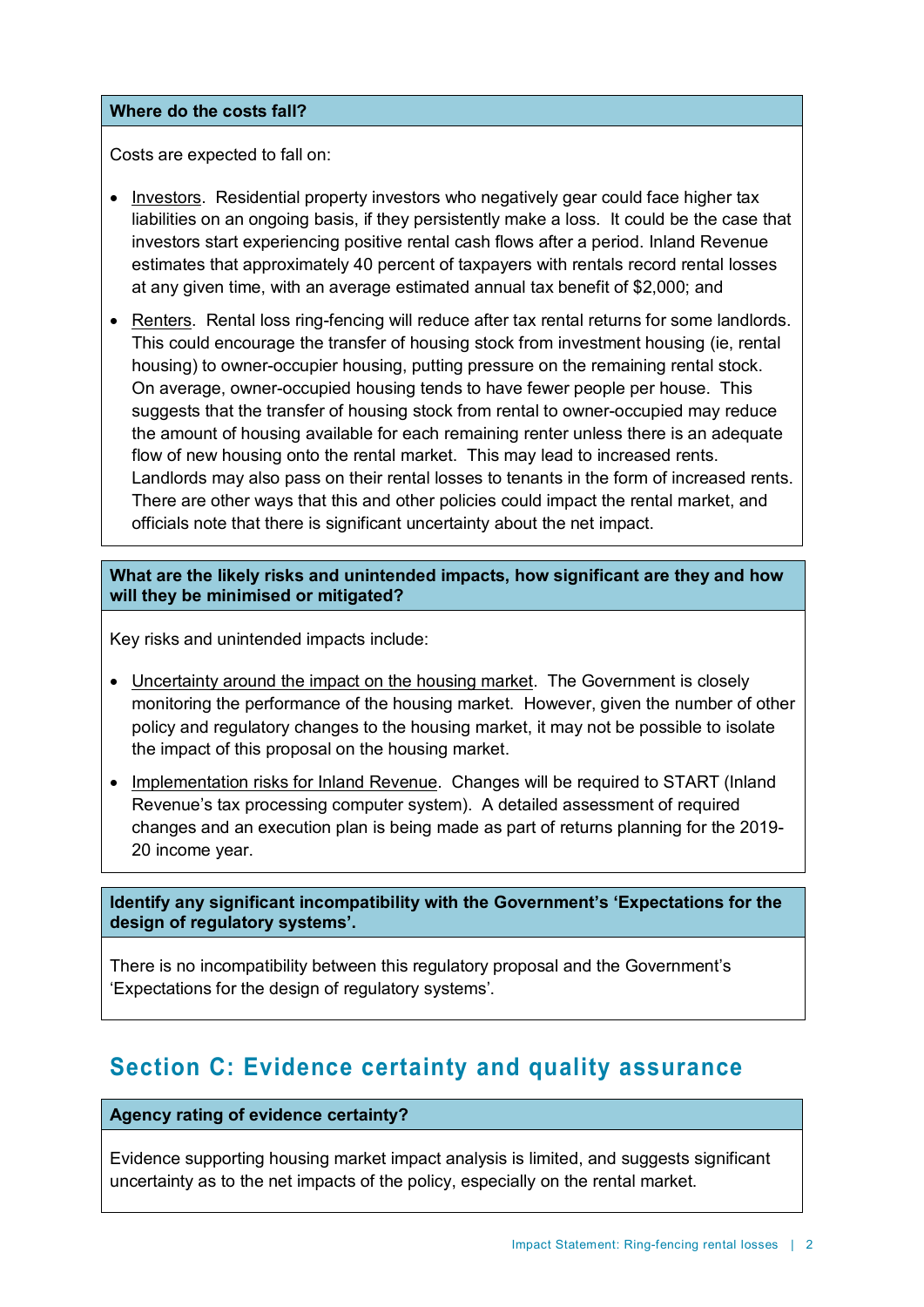**Where do the costs fall?**

Costs are expected to fall on:

- Investors. Residential property investors who negatively gear could face higher tax liabilities on an ongoing basis, if they persistently make a loss. It could be the case that investors start experiencing positive rental cash flows after a period. Inland Revenue estimates that approximately 40 percent of taxpayers with rentals record rental losses at any given time, with an average estimated annual tax benefit of $2,000; and
- Renters. Rental loss ring-fencing will reduce after tax rental returns for some landlords. This could encourage the transfer of housing stock from investment housing (ie, rental housing) to owner-occupier housing, putting pressure on the remaining rental stock. On average, owner-occupied housing tends to have fewer people per house. This suggests that the transfer of housing stock from rental to owner-occupied may reduce the amount of housing available for each remaining renter unless there is an adequate flow of new housing onto the rental market. This may lead to increased rents. Landlords may also pass on their rental losses to tenants in the form of increased rents. There are other ways that this and other policies could impact the rental market, and officials note that there is significant uncertainty about the net impact.

**What are the likely risks and unintended impacts, how significant are they and how will they be minimised or mitigated?**

Key risks and unintended impacts include:

- Uncertainty around the impact on the housing market. The Government is closely monitoring the performance of the housing market. However, given the number of other policy and regulatory changes to the housing market, it may not be possible to isolate the impact of this proposal on the housing market.
- Implementation risks for Inland Revenue. Changes will be required to START (Inland Revenue's tax processing computer system). A detailed assessment of required changes and an execution plan is being made as part of returns planning for the 2019-20 income year.

**Identify any significant incompatibility with the Government's 'Expectations for the design of regulatory systems'.**

There is no incompatibility between this regulatory proposal and the Government's 'Expectations for the design of regulatory systems'.

## Section C: Evidence certainty and quality assurance

**Agency rating of evidence certainty?**

Evidence supporting housing market impact analysis is limited, and suggests significant uncertainty as to the net impacts of the policy, especially on the rental market.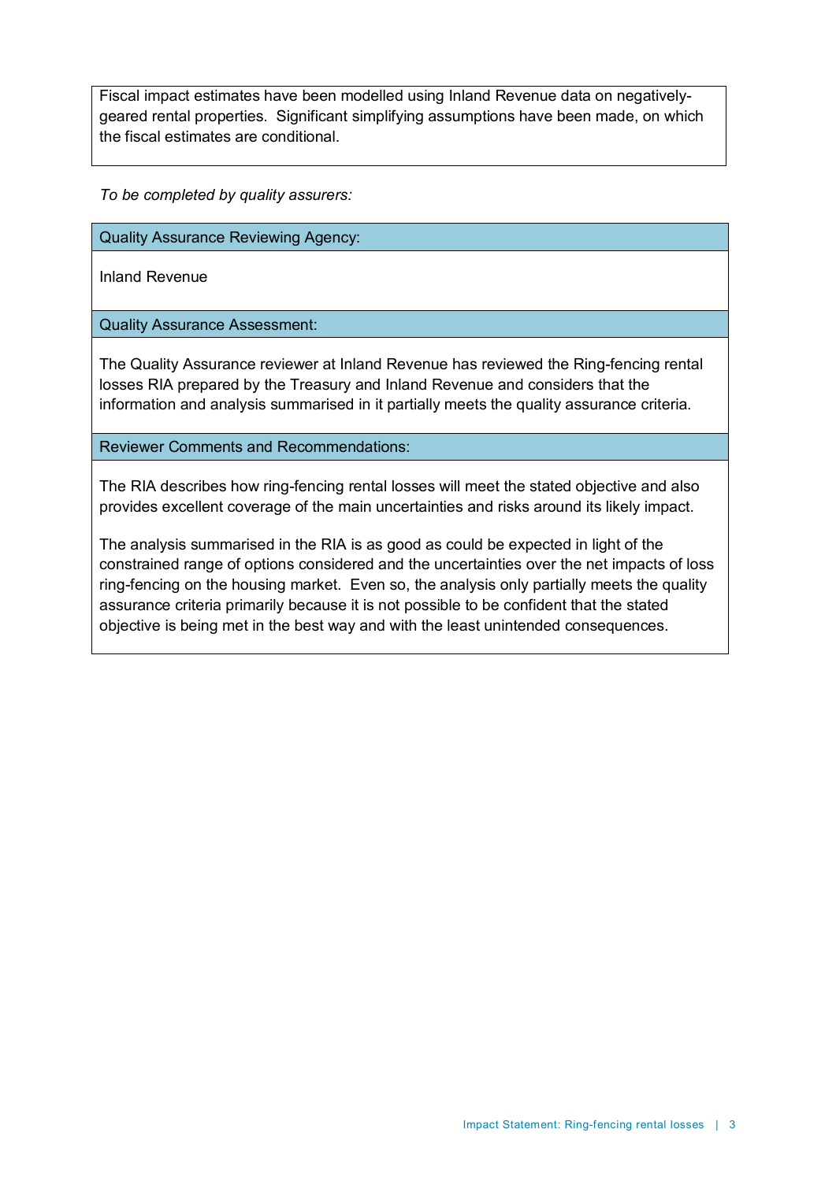Fiscal impact estimates have been modelled using Inland Revenue data on negatively-geared rental properties. Significant simplifying assumptions have been made, on which the fiscal estimates are conditional.

*To be completed by quality assurers:*

| Quality Assurance Reviewing Agency: |
| --- |
| Inland Revenue |
| **Quality Assurance Assessment:** |
| The Quality Assurance reviewer at Inland Revenue has reviewed the Ring-fencing rental losses RIA prepared by the Treasury and Inland Revenue and considers that the information and analysis summarised in it partially meets the quality assurance criteria. |
| **Reviewer Comments and Recommendations:** |
| The RIA describes how ring-fencing rental losses will meet the stated objective and also provides excellent coverage of the main uncertainties and risks around its likely impact. <br><br> The analysis summarised in the RIA is as good as could be expected in light of the constrained range of options considered and the uncertainties over the net impacts of loss ring-fencing on the housing market. Even so, the analysis only partially meets the quality assurance criteria primarily because it is not possible to be confident that the stated objective is being met in the best way and with the least unintended consequences. |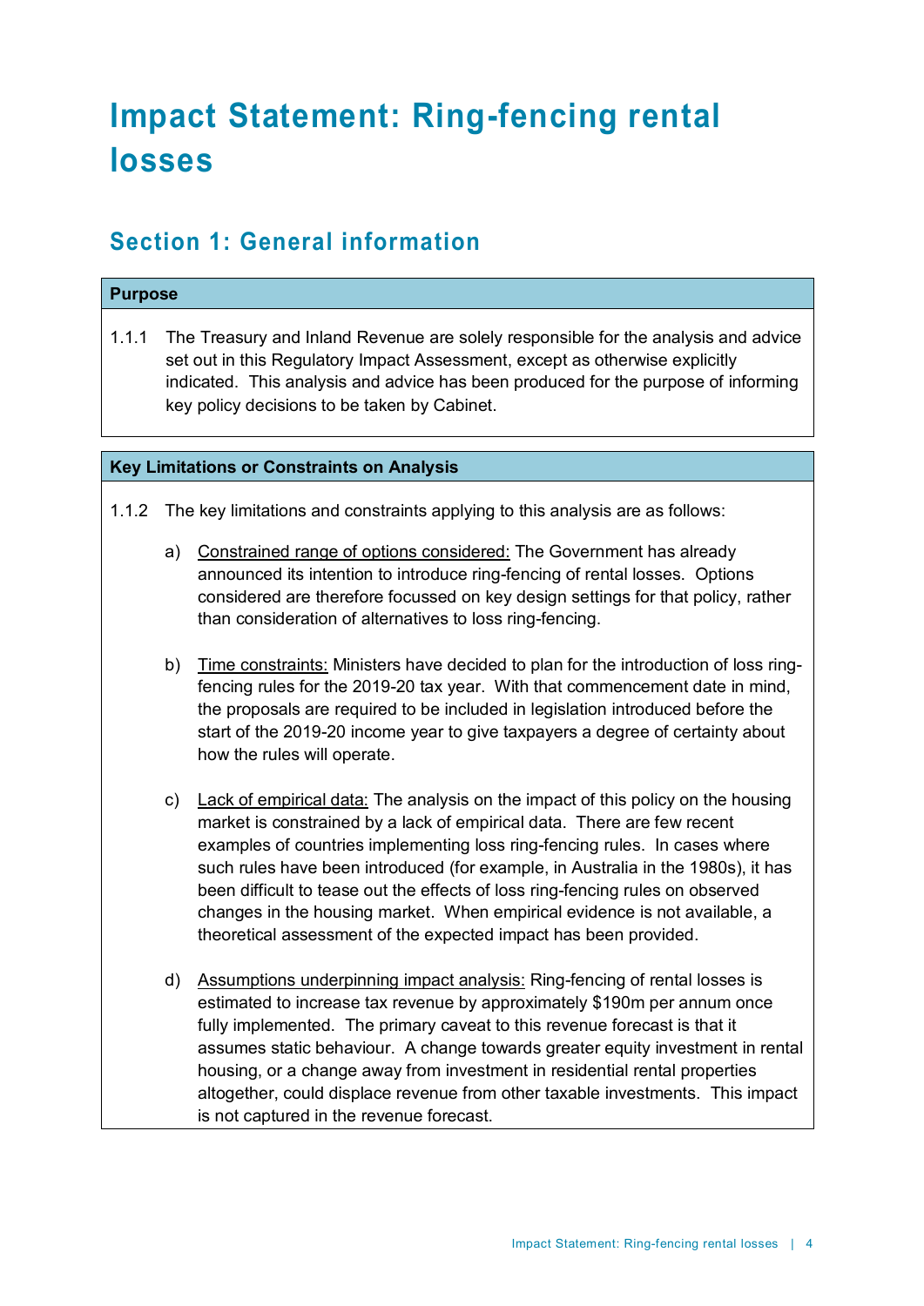# Impact Statement: Ring-fencing rental losses

## Section 1: General information

**Purpose**

1.1.1 The Treasury and Inland Revenue are solely responsible for the analysis and advice set out in this Regulatory Impact Assessment, except as otherwise explicitly indicated. This analysis and advice has been produced for the purpose of informing key policy decisions to be taken by Cabinet.

**Key Limitations or Constraints on Analysis**

1.1.2 The key limitations and constraints applying to this analysis are as follows:

a) Constrained range of options considered: The Government has already announced its intention to introduce ring-fencing of rental losses. Options considered are therefore focussed on key design settings for that policy, rather than consideration of alternatives to loss ring-fencing.

b) Time constraints: Ministers have decided to plan for the introduction of loss ring-fencing rules for the 2019-20 tax year. With that commencement date in mind, the proposals are required to be included in legislation introduced before the start of the 2019-20 income year to give taxpayers a degree of certainty about how the rules will operate.

c) Lack of empirical data: The analysis on the impact of this policy on the housing market is constrained by a lack of empirical data. There are few recent examples of countries implementing loss ring-fencing rules. In cases where such rules have been introduced (for example, in Australia in the 1980s), it has been difficult to tease out the effects of loss ring-fencing rules on observed changes in the housing market. When empirical evidence is not available, a theoretical assessment of the expected impact has been provided.

d) Assumptions underpinning impact analysis: Ring-fencing of rental losses is estimated to increase tax revenue by approximately $190m per annum once fully implemented. The primary caveat to this revenue forecast is that it assumes static behaviour. A change towards greater equity investment in rental housing, or a change away from investment in residential rental properties altogether, could displace revenue from other taxable investments. This impact is not captured in the revenue forecast.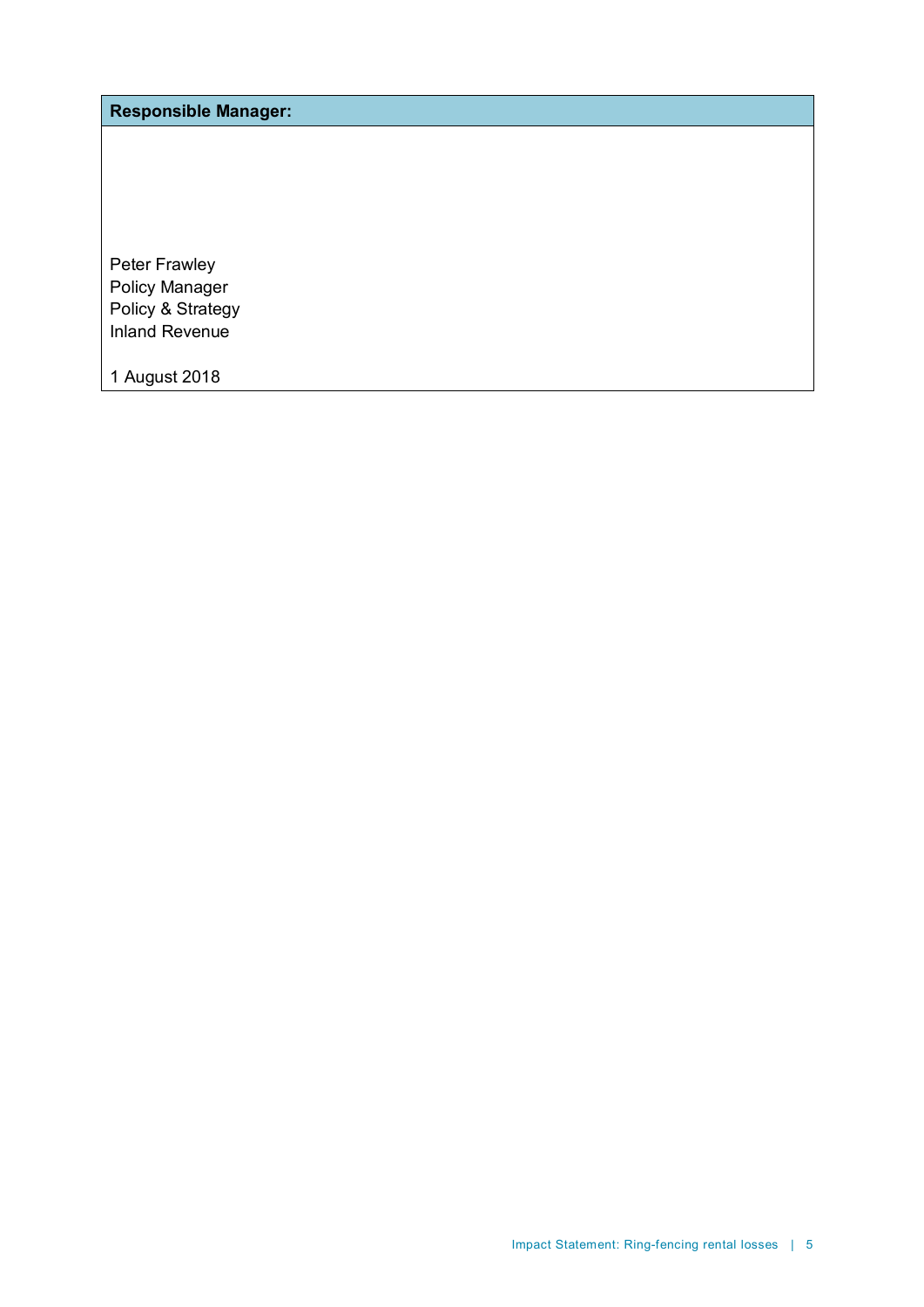| Responsible Manager: |
| --- |
| Peter Frawley<br>Policy Manager<br>Policy & Strategy<br>Inland Revenue<br><br>1 August 2018 |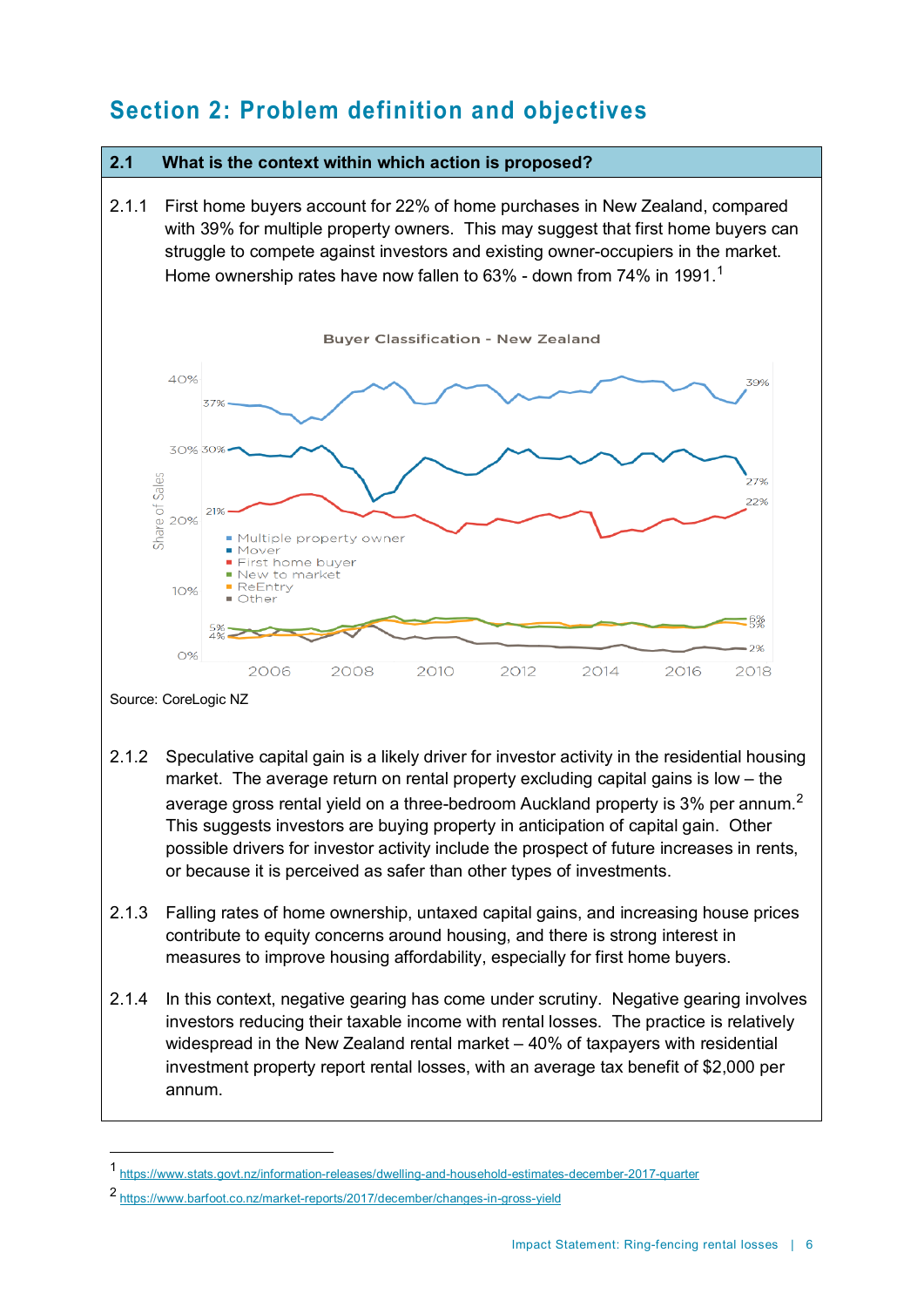## Section 2: Problem definition and objectives

### 2.1 What is the context within which action is proposed?

2.1.1 First home buyers account for 22% of home purchases in New Zealand, compared with 39% for multiple property owners. This may suggest that first home buyers can struggle to compete against investors and existing owner-occupiers in the market. Home ownership rates have now fallen to 63% - down from 74% in 1991.[1]

Buyer Classification - New Zealand

Source: CoreLogic NZ

2.1.2 Speculative capital gain is a likely driver for investor activity in the residential housing market. The average return on rental property excluding capital gains is low – the average gross rental yield on a three-bedroom Auckland property is 3% per annum.[2] This suggests investors are buying property in anticipation of capital gain. Other possible drivers for investor activity include the prospect of future increases in rents, or because it is perceived as safer than other types of investments.

2.1.3 Falling rates of home ownership, untaxed capital gains, and increasing house prices contribute to equity concerns around housing, and there is strong interest in measures to improve housing affordability, especially for first home buyers.

2.1.4 In this context, negative gearing has come under scrutiny. Negative gearing involves investors reducing their taxable income with rental losses. The practice is relatively widespread in the New Zealand rental market – 40% of taxpayers with residential investment property report rental losses, with an average tax benefit of $2,000 per annum.

---

[1] https://www.stats.govt.nz/information-releases/dwelling-and-household-estimates-december-2017-quarter

[2] https://www.barfoot.co.nz/market-reports/2017/december/changes-in-gross-yield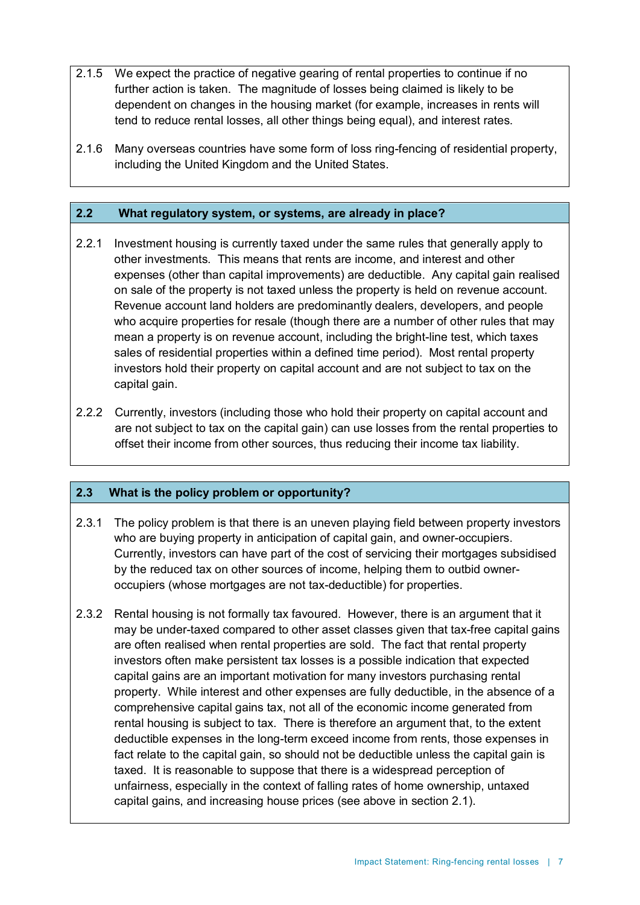2.1.5 We expect the practice of negative gearing of rental properties to continue if no further action is taken. The magnitude of losses being claimed is likely to be dependent on changes in the housing market (for example, increases in rents will tend to reduce rental losses, all other things being equal), and interest rates.

2.1.6 Many overseas countries have some form of loss ring-fencing of residential property, including the United Kingdom and the United States.

## 2.2 What regulatory system, or systems, are already in place?

2.2.1 Investment housing is currently taxed under the same rules that generally apply to other investments. This means that rents are income, and interest and other expenses (other than capital improvements) are deductible. Any capital gain realised on sale of the property is not taxed unless the property is held on revenue account. Revenue account land holders are predominantly dealers, developers, and people who acquire properties for resale (though there are a number of other rules that may mean a property is on revenue account, including the bright-line test, which taxes sales of residential properties within a defined time period). Most rental property investors hold their property on capital account and are not subject to tax on the capital gain.

2.2.2 Currently, investors (including those who hold their property on capital account and are not subject to tax on the capital gain) can use losses from the rental properties to offset their income from other sources, thus reducing their income tax liability.

## 2.3 What is the policy problem or opportunity?

2.3.1 The policy problem is that there is an uneven playing field between property investors who are buying property in anticipation of capital gain, and owner-occupiers. Currently, investors can have part of the cost of servicing their mortgages subsidised by the reduced tax on other sources of income, helping them to outbid owner-occupiers (whose mortgages are not tax-deductible) for properties.

2.3.2 Rental housing is not formally tax favoured. However, there is an argument that it may be under-taxed compared to other asset classes given that tax-free capital gains are often realised when rental properties are sold. The fact that rental property investors often make persistent tax losses is a possible indication that expected capital gains are an important motivation for many investors purchasing rental property. While interest and other expenses are fully deductible, in the absence of a comprehensive capital gains tax, not all of the economic income generated from rental housing is subject to tax. There is therefore an argument that, to the extent deductible expenses in the long-term exceed income from rents, those expenses in fact relate to the capital gain, so should not be deductible unless the capital gain is taxed. It is reasonable to suppose that there is a widespread perception of unfairness, especially in the context of falling rates of home ownership, untaxed capital gains, and increasing house prices (see above in section 2.1).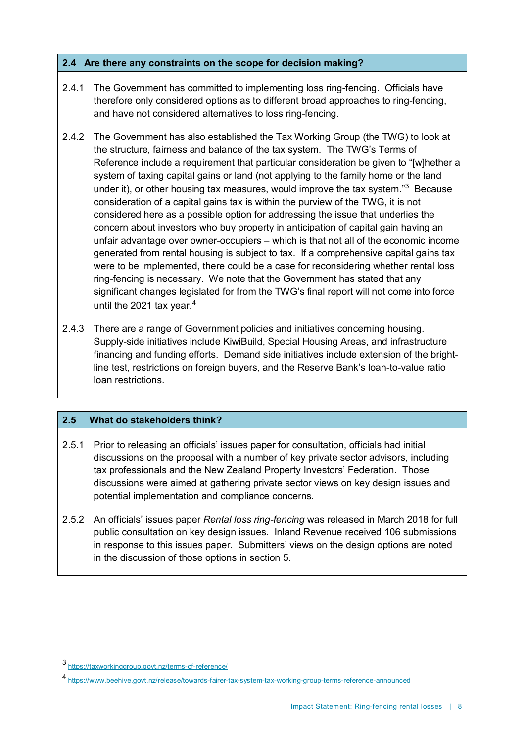## 2.4 Are there any constraints on the scope for decision making?

2.4.1 The Government has committed to implementing loss ring-fencing. Officials have therefore only considered options as to different broad approaches to ring-fencing, and have not considered alternatives to loss ring-fencing.

2.4.2 The Government has also established the Tax Working Group (the TWG) to look at the structure, fairness and balance of the tax system. The TWG's Terms of Reference include a requirement that particular consideration be given to "[w]hether a system of taxing capital gains or land (not applying to the family home or the land under it), or other housing tax measures, would improve the tax system."[3] Because consideration of a capital gains tax is within the purview of the TWG, it is not considered here as a possible option for addressing the issue that underlies the concern about investors who buy property in anticipation of capital gain having an unfair advantage over owner-occupiers – which is that not all of the economic income generated from rental housing is subject to tax. If a comprehensive capital gains tax were to be implemented, there could be a case for reconsidering whether rental loss ring-fencing is necessary. We note that the Government has stated that any significant changes legislated for from the TWG's final report will not come into force until the 2021 tax year.[4]

2.4.3 There are a range of Government policies and initiatives concerning housing. Supply-side initiatives include KiwiBuild, Special Housing Areas, and infrastructure financing and funding efforts. Demand side initiatives include extension of the bright-line test, restrictions on foreign buyers, and the Reserve Bank's loan-to-value ratio loan restrictions.

## 2.5 What do stakeholders think?

2.5.1 Prior to releasing an officials' issues paper for consultation, officials had initial discussions on the proposal with a number of key private sector advisors, including tax professionals and the New Zealand Property Investors' Federation. Those discussions were aimed at gathering private sector views on key design issues and potential implementation and compliance concerns.

2.5.2 An officials' issues paper *Rental loss ring-fencing* was released in March 2018 for full public consultation on key design issues. Inland Revenue received 106 submissions in response to this issues paper. Submitters' views on the design options are noted in the discussion of those options in section 5.

---

[3] https://taxworkinggroup.govt.nz/terms-of-reference/

[4] https://www.beehive.govt.nz/release/towards-fairer-tax-system-tax-working-group-terms-reference-announced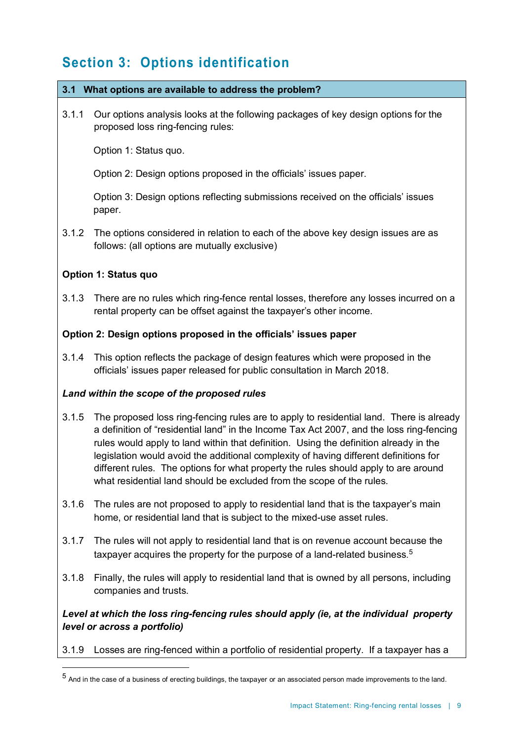# Section 3: Options identification

## 3.1 What options are available to address the problem?

3.1.1 Our options analysis looks at the following packages of key design options for the proposed loss ring-fencing rules:

Option 1: Status quo.

Option 2: Design options proposed in the officials' issues paper.

Option 3: Design options reflecting submissions received on the officials' issues paper.

3.1.2 The options considered in relation to each of the above key design issues are as follows: (all options are mutually exclusive)

**Option 1: Status quo**

3.1.3 There are no rules which ring-fence rental losses, therefore any losses incurred on a rental property can be offset against the taxpayer's other income.

**Option 2: Design options proposed in the officials' issues paper**

3.1.4 This option reflects the package of design features which were proposed in the officials' issues paper released for public consultation in March 2018.

***Land within the scope of the proposed rules***

3.1.5 The proposed loss ring-fencing rules are to apply to residential land. There is already a definition of "residential land" in the Income Tax Act 2007, and the loss ring-fencing rules would apply to land within that definition. Using the definition already in the legislation would avoid the additional complexity of having different definitions for different rules. The options for what property the rules should apply to are around what residential land should be excluded from the scope of the rules.

3.1.6 The rules are not proposed to apply to residential land that is the taxpayer's main home, or residential land that is subject to the mixed-use asset rules.

3.1.7 The rules will not apply to residential land that is on revenue account because the taxpayer acquires the property for the purpose of a land-related business.[5]

3.1.8 Finally, the rules will apply to residential land that is owned by all persons, including companies and trusts.

***Level at which the loss ring-fencing rules should apply (ie, at the individual property level or across a portfolio)***

3.1.9 Losses are ring-fenced within a portfolio of residential property. If a taxpayer has a

[5] And in the case of a business of erecting buildings, the taxpayer or an associated person made improvements to the land.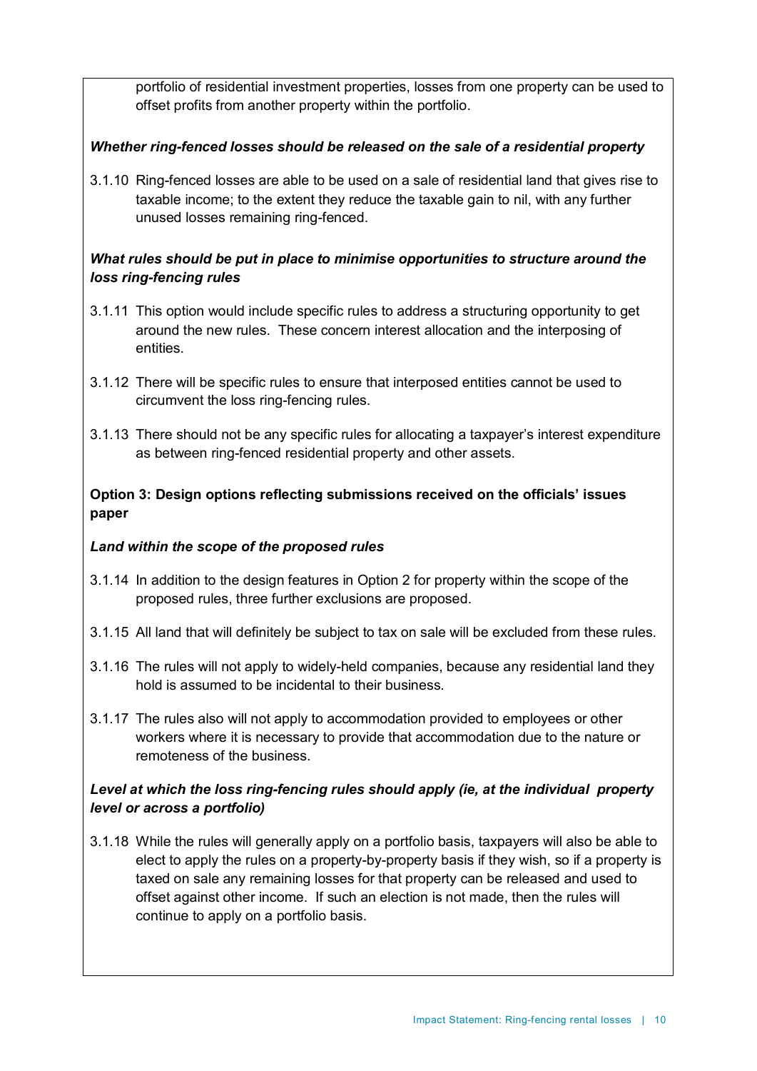portfolio of residential investment properties, losses from one property can be used to offset profits from another property within the portfolio.

***Whether ring-fenced losses should be released on the sale of a residential property***

3.1.10 Ring-fenced losses are able to be used on a sale of residential land that gives rise to taxable income; to the extent they reduce the taxable gain to nil, with any further unused losses remaining ring-fenced.

***What rules should be put in place to minimise opportunities to structure around the loss ring-fencing rules***

3.1.11 This option would include specific rules to address a structuring opportunity to get around the new rules. These concern interest allocation and the interposing of entities.

3.1.12 There will be specific rules to ensure that interposed entities cannot be used to circumvent the loss ring-fencing rules.

3.1.13 There should not be any specific rules for allocating a taxpayer's interest expenditure as between ring-fenced residential property and other assets.

**Option 3: Design options reflecting submissions received on the officials' issues paper**

***Land within the scope of the proposed rules***

3.1.14 In addition to the design features in Option 2 for property within the scope of the proposed rules, three further exclusions are proposed.

3.1.15 All land that will definitely be subject to tax on sale will be excluded from these rules.

3.1.16 The rules will not apply to widely-held companies, because any residential land they hold is assumed to be incidental to their business.

3.1.17 The rules also will not apply to accommodation provided to employees or other workers where it is necessary to provide that accommodation due to the nature or remoteness of the business.

***Level at which the loss ring-fencing rules should apply (ie, at the individual property level or across a portfolio)***

3.1.18 While the rules will generally apply on a portfolio basis, taxpayers will also be able to elect to apply the rules on a property-by-property basis if they wish, so if a property is taxed on sale any remaining losses for that property can be released and used to offset against other income. If such an election is not made, then the rules will continue to apply on a portfolio basis.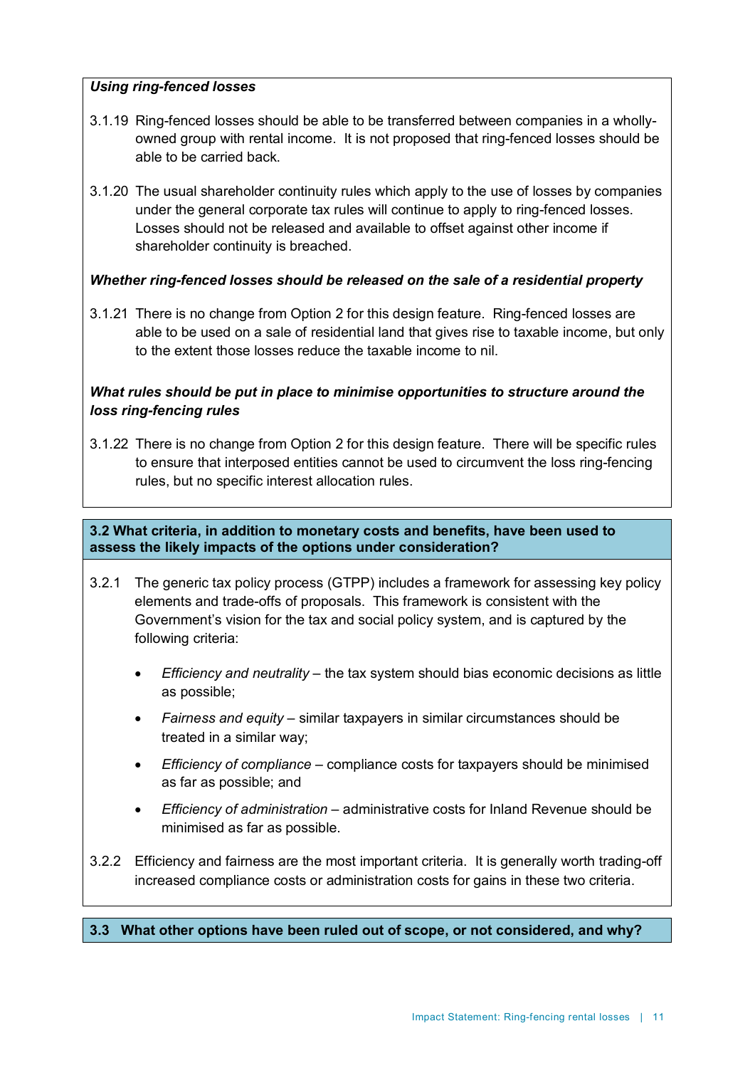***Using ring-fenced losses***

3.1.19 Ring-fenced losses should be able to be transferred between companies in a wholly-owned group with rental income. It is not proposed that ring-fenced losses should be able to be carried back.

3.1.20 The usual shareholder continuity rules which apply to the use of losses by companies under the general corporate tax rules will continue to apply to ring-fenced losses. Losses should not be released and available to offset against other income if shareholder continuity is breached.

***Whether ring-fenced losses should be released on the sale of a residential property***

3.1.21 There is no change from Option 2 for this design feature. Ring-fenced losses are able to be used on a sale of residential land that gives rise to taxable income, but only to the extent those losses reduce the taxable income to nil.

***What rules should be put in place to minimise opportunities to structure around the loss ring-fencing rules***

3.1.22 There is no change from Option 2 for this design feature. There will be specific rules to ensure that interposed entities cannot be used to circumvent the loss ring-fencing rules, but no specific interest allocation rules.

## 3.2 What criteria, in addition to monetary costs and benefits, have been used to assess the likely impacts of the options under consideration?

3.2.1 The generic tax policy process (GTPP) includes a framework for assessing key policy elements and trade-offs of proposals. This framework is consistent with the Government's vision for the tax and social policy system, and is captured by the following criteria:

- *Efficiency and neutrality* – the tax system should bias economic decisions as little as possible;
- *Fairness and equity* – similar taxpayers in similar circumstances should be treated in a similar way;
- *Efficiency of compliance* – compliance costs for taxpayers should be minimised as far as possible; and
- *Efficiency of administration* – administrative costs for Inland Revenue should be minimised as far as possible.

3.2.2 Efficiency and fairness are the most important criteria. It is generally worth trading-off increased compliance costs or administration costs for gains in these two criteria.

## 3.3 What other options have been ruled out of scope, or not considered, and why?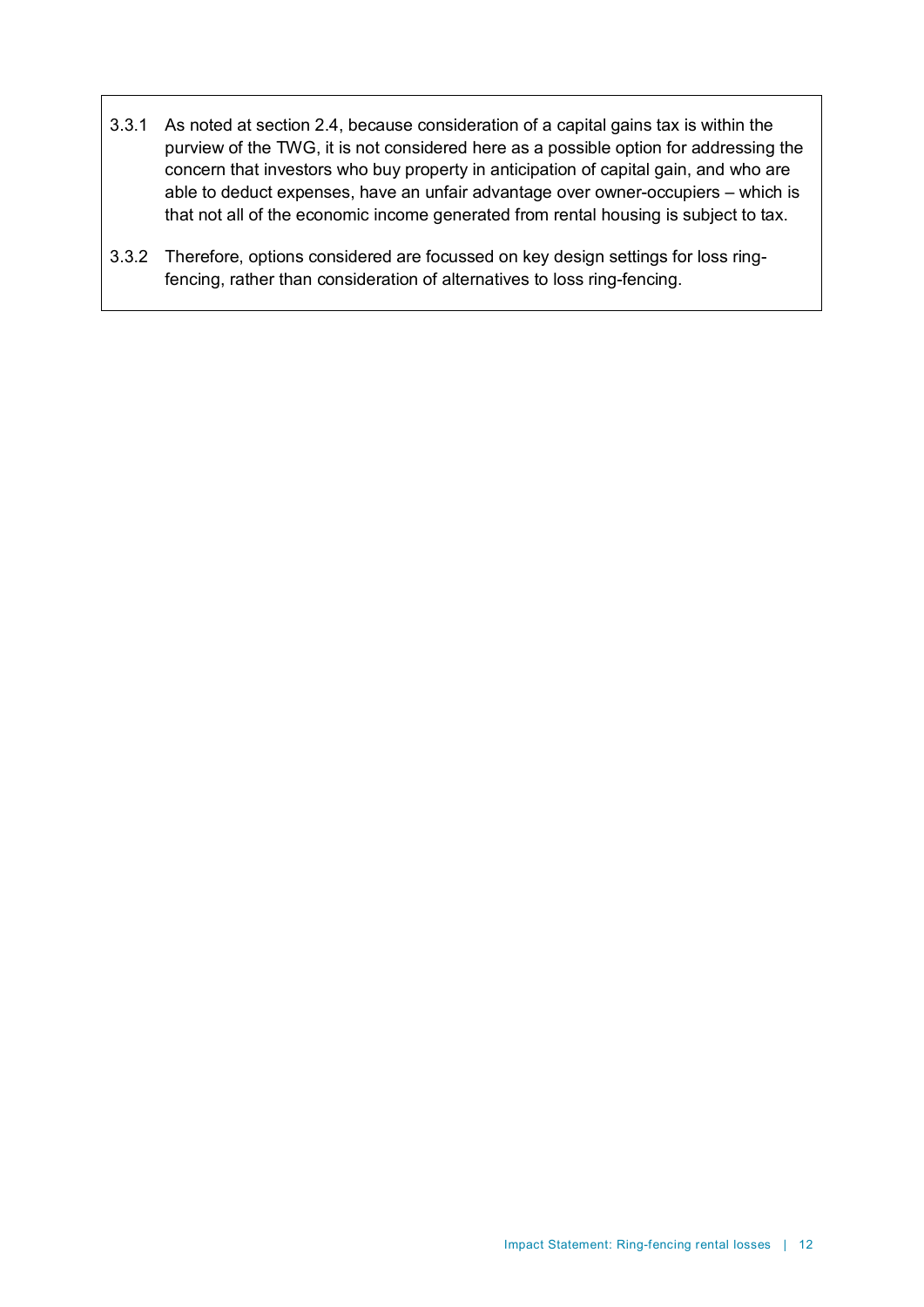3.3.1 As noted at section 2.4, because consideration of a capital gains tax is within the purview of the TWG, it is not considered here as a possible option for addressing the concern that investors who buy property in anticipation of capital gain, and who are able to deduct expenses, have an unfair advantage over owner-occupiers – which is that not all of the economic income generated from rental housing is subject to tax.

3.3.2 Therefore, options considered are focussed on key design settings for loss ring-fencing, rather than consideration of alternatives to loss ring-fencing.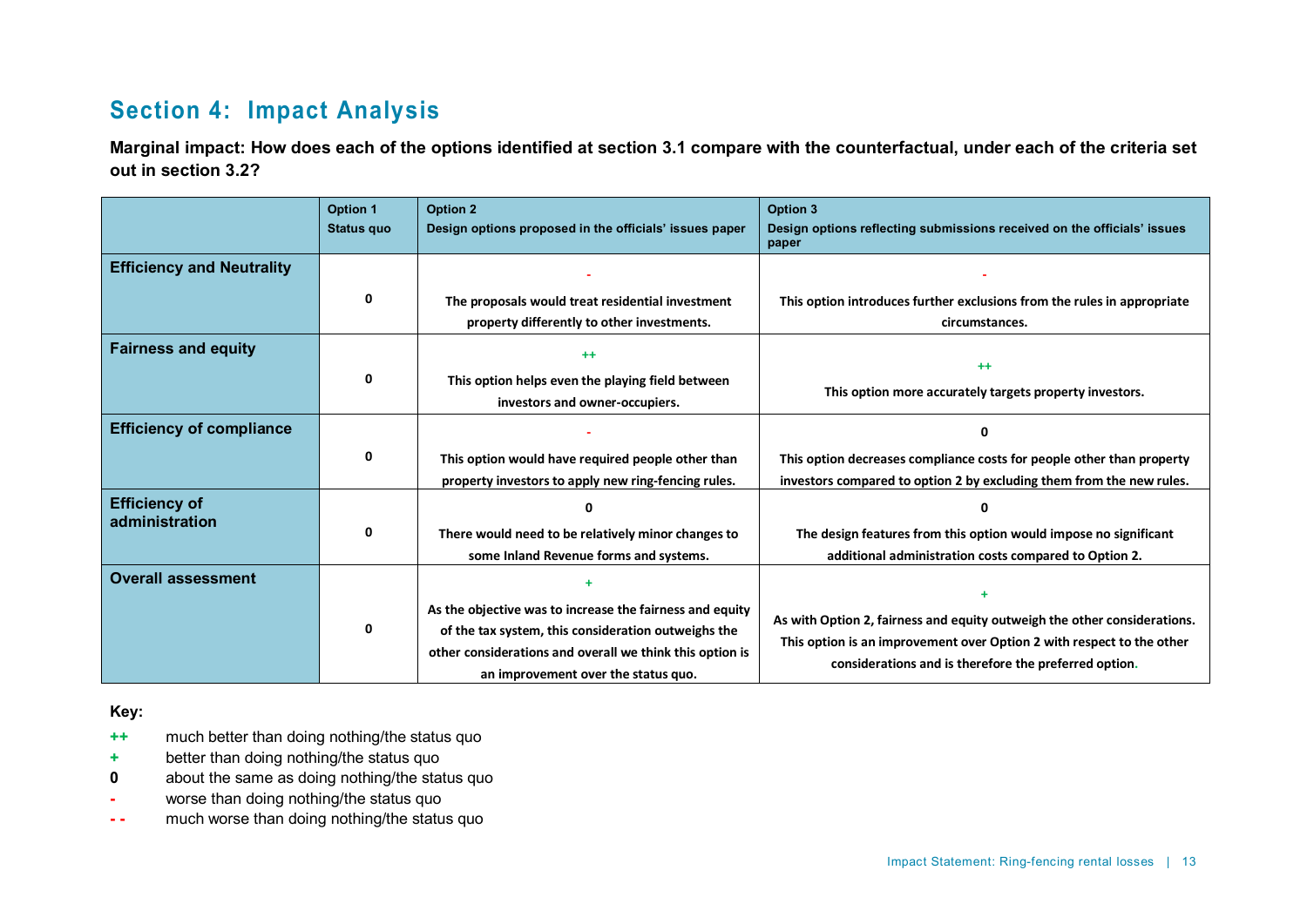## Section 4: Impact Analysis

**Marginal impact: How does each of the options identified at section 3.1 compare with the counterfactual, under each of the criteria set out in section 3.2?**

| | **Option 1**<br>**Status quo** | **Option 2**<br>**Design options proposed in the officials' issues paper** | **Option 3**<br>**Design options reflecting submissions received on the officials' issues paper** |
|---|---|---|---|
| **Efficiency and Neutrality** | 0 | -<br>The proposals would treat residential investment property differently to other investments. | -<br>This option introduces further exclusions from the rules in appropriate circumstances. |
| **Fairness and equity** | 0 | ++<br>This option helps even the playing field between investors and owner-occupiers. | ++<br>This option more accurately targets property investors. |
| **Efficiency of compliance** | 0 | -<br>This option would have required people other than property investors to apply new ring-fencing rules. | 0<br>This option decreases compliance costs for people other than property investors compared to option 2 by excluding them from the new rules. |
| **Efficiency of administration** | 0 | 0<br>There would need to be relatively minor changes to some Inland Revenue forms and systems. | 0<br>The design features from this option would impose no significant additional administration costs compared to Option 2. |
| **Overall assessment** | 0 | +<br>As the objective was to increase the fairness and equity of the tax system, this consideration outweighs the other considerations and overall we think this option is an improvement over the status quo. | +<br>As with Option 2, fairness and equity outweigh the other considerations. This option is an improvement over Option 2 with respect to the other considerations and is therefore the preferred option. |

**Key:**

- **++** much better than doing nothing/the status quo
- **+** better than doing nothing/the status quo
- **0** about the same as doing nothing/the status quo
- **-** worse than doing nothing/the status quo
- **- -** much worse than doing nothing/the status quo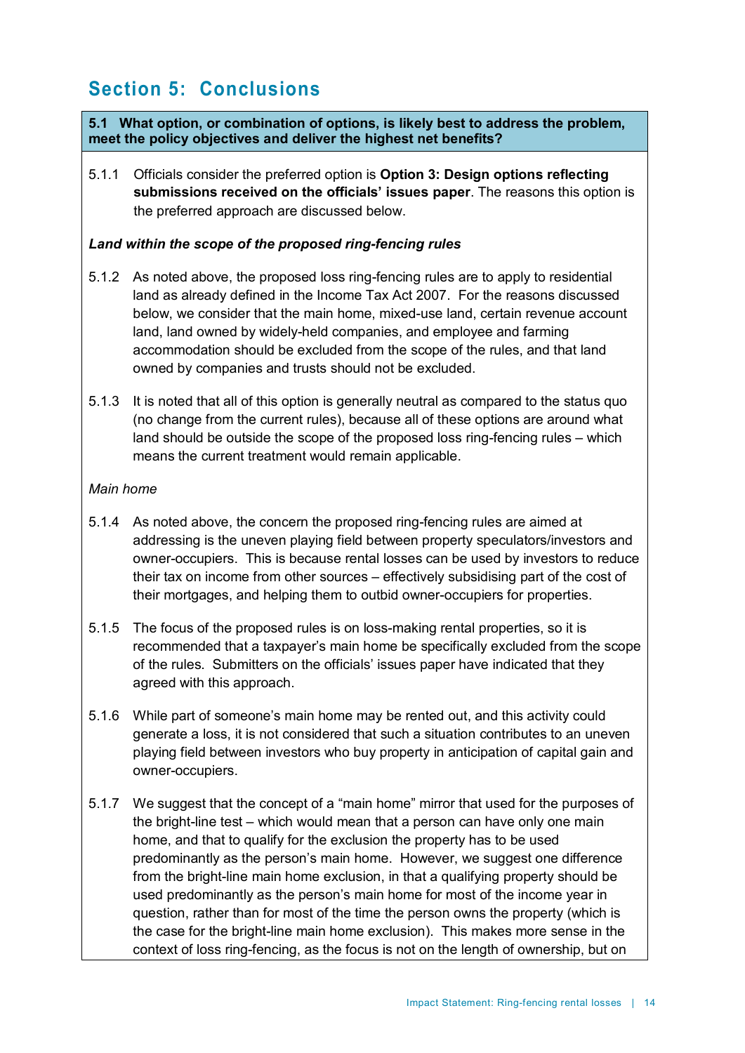# Section 5: Conclusions

**5.1 What option, or combination of options, is likely best to address the problem, meet the policy objectives and deliver the highest net benefits?**

5.1.1 Officials consider the preferred option is **Option 3: Design options reflecting submissions received on the officials' issues paper**. The reasons this option is the preferred approach are discussed below.

***Land within the scope of the proposed ring-fencing rules***

5.1.2 As noted above, the proposed loss ring-fencing rules are to apply to residential land as already defined in the Income Tax Act 2007. For the reasons discussed below, we consider that the main home, mixed-use land, certain revenue account land, land owned by widely-held companies, and employee and farming accommodation should be excluded from the scope of the rules, and that land owned by companies and trusts should not be excluded.

5.1.3 It is noted that all of this option is generally neutral as compared to the status quo (no change from the current rules), because all of these options are around what land should be outside the scope of the proposed loss ring-fencing rules – which means the current treatment would remain applicable.

*Main home*

5.1.4 As noted above, the concern the proposed ring-fencing rules are aimed at addressing is the uneven playing field between property speculators/investors and owner-occupiers. This is because rental losses can be used by investors to reduce their tax on income from other sources – effectively subsidising part of the cost of their mortgages, and helping them to outbid owner-occupiers for properties.

5.1.5 The focus of the proposed rules is on loss-making rental properties, so it is recommended that a taxpayer's main home be specifically excluded from the scope of the rules. Submitters on the officials' issues paper have indicated that they agreed with this approach.

5.1.6 While part of someone's main home may be rented out, and this activity could generate a loss, it is not considered that such a situation contributes to an uneven playing field between investors who buy property in anticipation of capital gain and owner-occupiers.

5.1.7 We suggest that the concept of a "main home" mirror that used for the purposes of the bright-line test – which would mean that a person can have only one main home, and that to qualify for the exclusion the property has to be used predominantly as the person's main home. However, we suggest one difference from the bright-line main home exclusion, in that a qualifying property should be used predominantly as the person's main home for most of the income year in question, rather than for most of the time the person owns the property (which is the case for the bright-line main home exclusion). This makes more sense in the context of loss ring-fencing, as the focus is not on the length of ownership, but on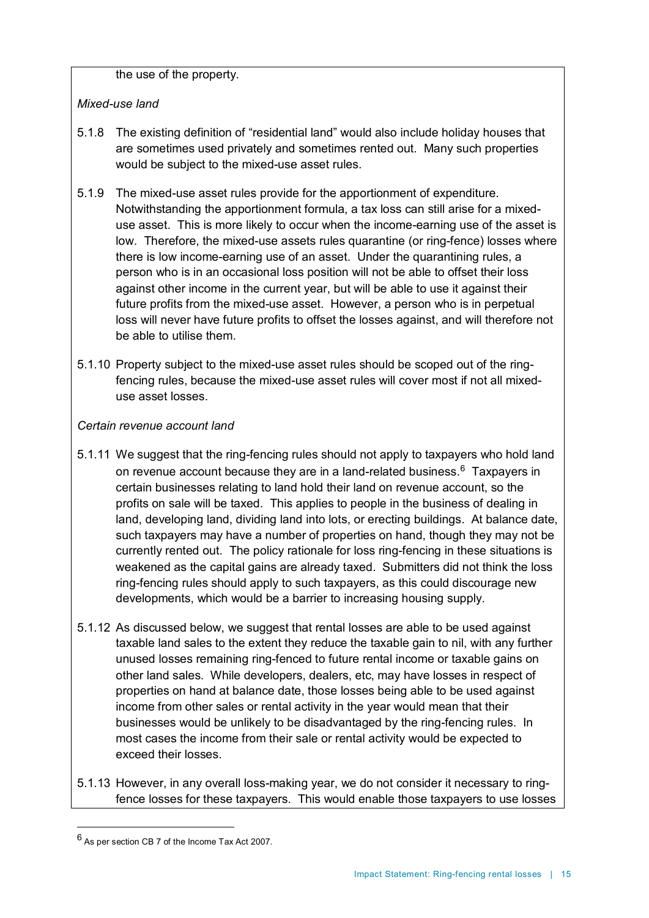the use of the property.

*Mixed-use land*

5.1.8 The existing definition of "residential land" would also include holiday houses that are sometimes used privately and sometimes rented out. Many such properties would be subject to the mixed-use asset rules.

5.1.9 The mixed-use asset rules provide for the apportionment of expenditure. Notwithstanding the apportionment formula, a tax loss can still arise for a mixed-use asset. This is more likely to occur when the income-earning use of the asset is low. Therefore, the mixed-use assets rules quarantine (or ring-fence) losses where there is low income-earning use of an asset. Under the quarantining rules, a person who is in an occasional loss position will not be able to offset their loss against other income in the current year, but will be able to use it against their future profits from the mixed-use asset. However, a person who is in perpetual loss will never have future profits to offset the losses against, and will therefore not be able to utilise them.

5.1.10 Property subject to the mixed-use asset rules should be scoped out of the ring-fencing rules, because the mixed-use asset rules will cover most if not all mixed-use asset losses.

*Certain revenue account land*

5.1.11 We suggest that the ring-fencing rules should not apply to taxpayers who hold land on revenue account because they are in a land-related business.[6] Taxpayers in certain businesses relating to land hold their land on revenue account, so the profits on sale will be taxed. This applies to people in the business of dealing in land, developing land, dividing land into lots, or erecting buildings. At balance date, such taxpayers may have a number of properties on hand, though they may not be currently rented out. The policy rationale for loss ring-fencing in these situations is weakened as the capital gains are already taxed. Submitters did not think the loss ring-fencing rules should apply to such taxpayers, as this could discourage new developments, which would be a barrier to increasing housing supply.

5.1.12 As discussed below, we suggest that rental losses are able to be used against taxable land sales to the extent they reduce the taxable gain to nil, with any further unused losses remaining ring-fenced to future rental income or taxable gains on other land sales. While developers, dealers, etc, may have losses in respect of properties on hand at balance date, those losses being able to be used against income from other sales or rental activity in the year would mean that their businesses would be unlikely to be disadvantaged by the ring-fencing rules. In most cases the income from their sale or rental activity would be expected to exceed their losses.

5.1.13 However, in any overall loss-making year, we do not consider it necessary to ring-fence losses for these taxpayers. This would enable those taxpayers to use losses

[6] As per section CB 7 of the Income Tax Act 2007.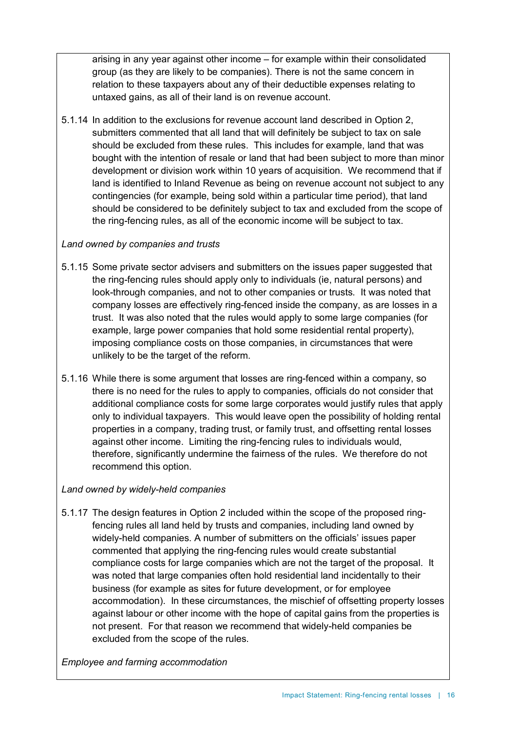arising in any year against other income – for example within their consolidated group (as they are likely to be companies). There is not the same concern in relation to these taxpayers about any of their deductible expenses relating to untaxed gains, as all of their land is on revenue account.

5.1.14 In addition to the exclusions for revenue account land described in Option 2, submitters commented that all land that will definitely be subject to tax on sale should be excluded from these rules. This includes for example, land that was bought with the intention of resale or land that had been subject to more than minor development or division work within 10 years of acquisition. We recommend that if land is identified to Inland Revenue as being on revenue account not subject to any contingencies (for example, being sold within a particular time period), that land should be considered to be definitely subject to tax and excluded from the scope of the ring-fencing rules, as all of the economic income will be subject to tax.

*Land owned by companies and trusts*

5.1.15 Some private sector advisers and submitters on the issues paper suggested that the ring-fencing rules should apply only to individuals (ie, natural persons) and look-through companies, and not to other companies or trusts. It was noted that company losses are effectively ring-fenced inside the company, as are losses in a trust. It was also noted that the rules would apply to some large companies (for example, large power companies that hold some residential rental property), imposing compliance costs on those companies, in circumstances that were unlikely to be the target of the reform.

5.1.16 While there is some argument that losses are ring-fenced within a company, so there is no need for the rules to apply to companies, officials do not consider that additional compliance costs for some large corporates would justify rules that apply only to individual taxpayers. This would leave open the possibility of holding rental properties in a company, trading trust, or family trust, and offsetting rental losses against other income. Limiting the ring-fencing rules to individuals would, therefore, significantly undermine the fairness of the rules. We therefore do not recommend this option.

*Land owned by widely-held companies*

5.1.17 The design features in Option 2 included within the scope of the proposed ring-fencing rules all land held by trusts and companies, including land owned by widely-held companies. A number of submitters on the officials' issues paper commented that applying the ring-fencing rules would create substantial compliance costs for large companies which are not the target of the proposal. It was noted that large companies often hold residential land incidentally to their business (for example as sites for future development, or for employee accommodation). In these circumstances, the mischief of offsetting property losses against labour or other income with the hope of capital gains from the properties is not present. For that reason we recommend that widely-held companies be excluded from the scope of the rules.

*Employee and farming accommodation*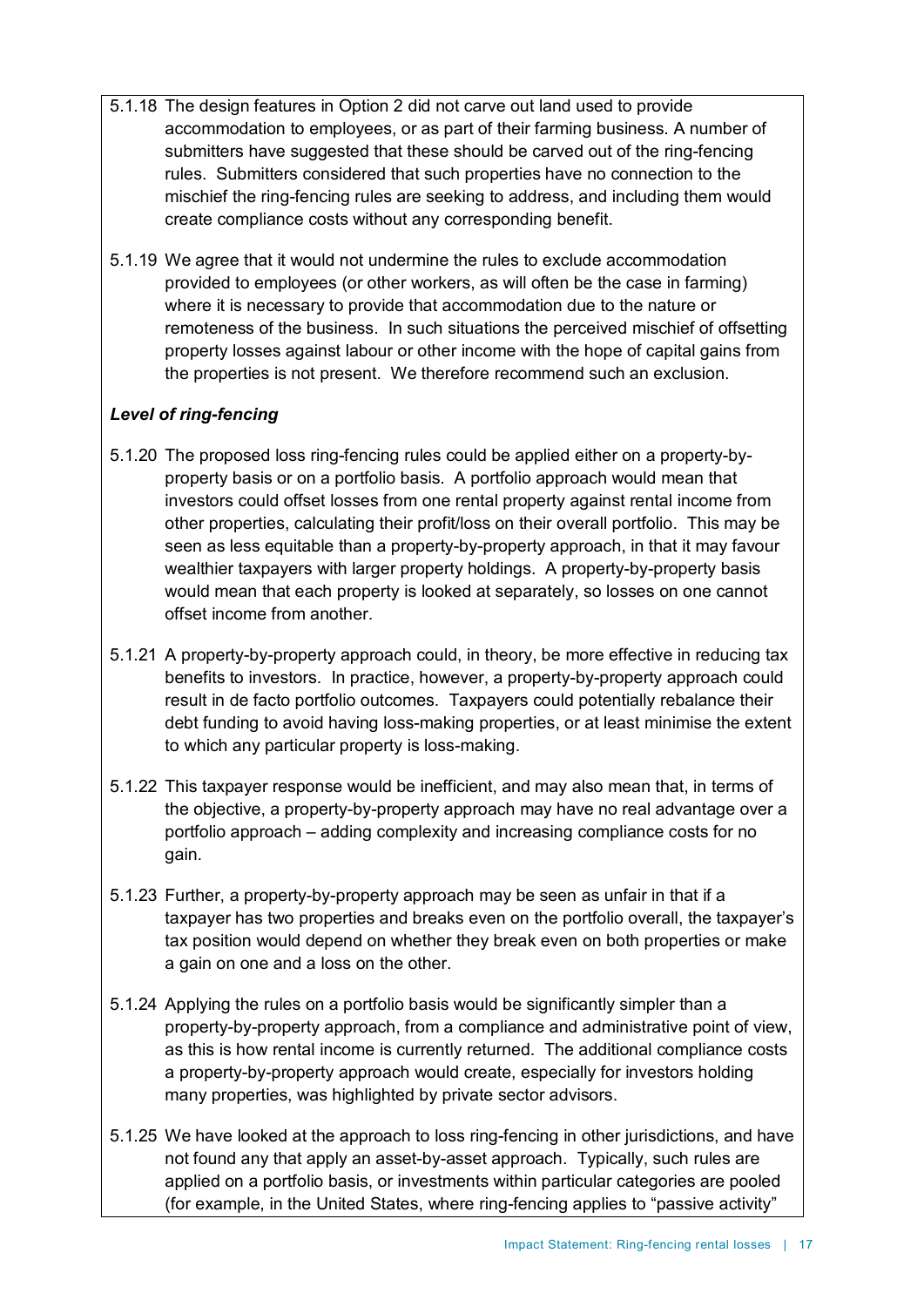5.1.18 The design features in Option 2 did not carve out land used to provide accommodation to employees, or as part of their farming business. A number of submitters have suggested that these should be carved out of the ring-fencing rules. Submitters considered that such properties have no connection to the mischief the ring-fencing rules are seeking to address, and including them would create compliance costs without any corresponding benefit.

5.1.19 We agree that it would not undermine the rules to exclude accommodation provided to employees (or other workers, as will often be the case in farming) where it is necessary to provide that accommodation due to the nature or remoteness of the business. In such situations the perceived mischief of offsetting property losses against labour or other income with the hope of capital gains from the properties is not present. We therefore recommend such an exclusion.

***Level of ring-fencing***

5.1.20 The proposed loss ring-fencing rules could be applied either on a property-by-property basis or on a portfolio basis. A portfolio approach would mean that investors could offset losses from one rental property against rental income from other properties, calculating their profit/loss on their overall portfolio. This may be seen as less equitable than a property-by-property approach, in that it may favour wealthier taxpayers with larger property holdings. A property-by-property basis would mean that each property is looked at separately, so losses on one cannot offset income from another.

5.1.21 A property-by-property approach could, in theory, be more effective in reducing tax benefits to investors. In practice, however, a property-by-property approach could result in de facto portfolio outcomes. Taxpayers could potentially rebalance their debt funding to avoid having loss-making properties, or at least minimise the extent to which any particular property is loss-making.

5.1.22 This taxpayer response would be inefficient, and may also mean that, in terms of the objective, a property-by-property approach may have no real advantage over a portfolio approach – adding complexity and increasing compliance costs for no gain.

5.1.23 Further, a property-by-property approach may be seen as unfair in that if a taxpayer has two properties and breaks even on the portfolio overall, the taxpayer's tax position would depend on whether they break even on both properties or make a gain on one and a loss on the other.

5.1.24 Applying the rules on a portfolio basis would be significantly simpler than a property-by-property approach, from a compliance and administrative point of view, as this is how rental income is currently returned. The additional compliance costs a property-by-property approach would create, especially for investors holding many properties, was highlighted by private sector advisors.

5.1.25 We have looked at the approach to loss ring-fencing in other jurisdictions, and have not found any that apply an asset-by-asset approach. Typically, such rules are applied on a portfolio basis, or investments within particular categories are pooled (for example, in the United States, where ring-fencing applies to "passive activity"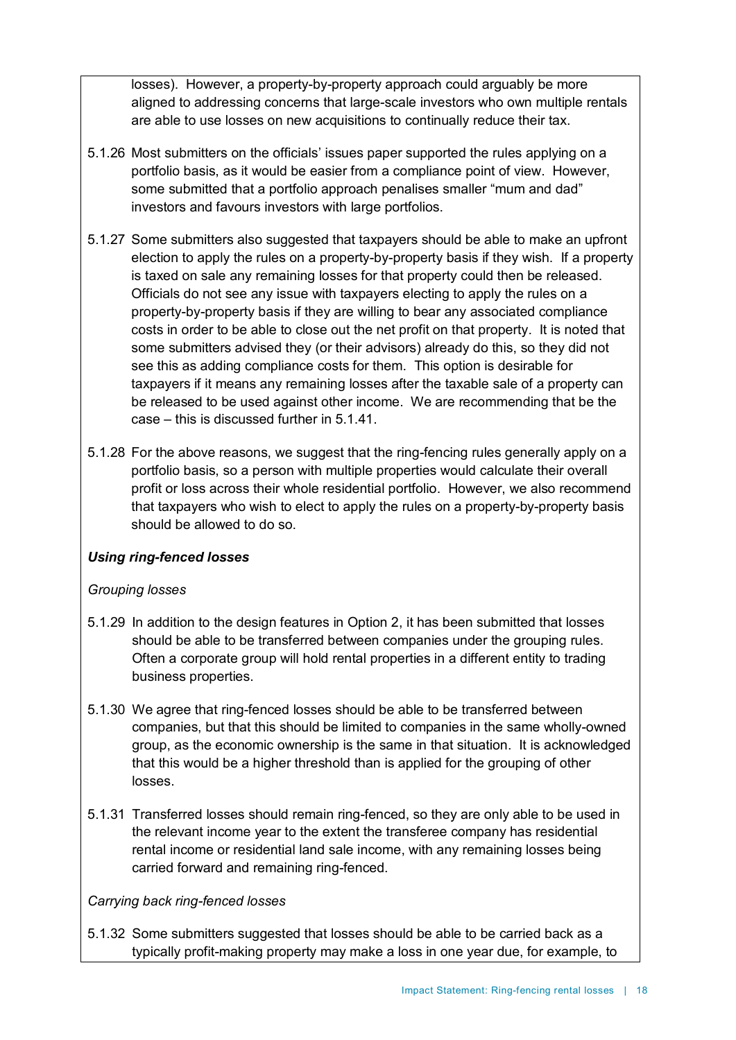losses). However, a property-by-property approach could arguably be more aligned to addressing concerns that large-scale investors who own multiple rentals are able to use losses on new acquisitions to continually reduce their tax.

5.1.26 Most submitters on the officials' issues paper supported the rules applying on a portfolio basis, as it would be easier from a compliance point of view. However, some submitted that a portfolio approach penalises smaller "mum and dad" investors and favours investors with large portfolios.

5.1.27 Some submitters also suggested that taxpayers should be able to make an upfront election to apply the rules on a property-by-property basis if they wish. If a property is taxed on sale any remaining losses for that property could then be released. Officials do not see any issue with taxpayers electing to apply the rules on a property-by-property basis if they are willing to bear any associated compliance costs in order to be able to close out the net profit on that property. It is noted that some submitters advised they (or their advisors) already do this, so they did not see this as adding compliance costs for them. This option is desirable for taxpayers if it means any remaining losses after the taxable sale of a property can be released to be used against other income. We are recommending that be the case – this is discussed further in 5.1.41.

5.1.28 For the above reasons, we suggest that the ring-fencing rules generally apply on a portfolio basis, so a person with multiple properties would calculate their overall profit or loss across their whole residential portfolio. However, we also recommend that taxpayers who wish to elect to apply the rules on a property-by-property basis should be allowed to do so.

***Using ring-fenced losses***

*Grouping losses*

5.1.29 In addition to the design features in Option 2, it has been submitted that losses should be able to be transferred between companies under the grouping rules. Often a corporate group will hold rental properties in a different entity to trading business properties.

5.1.30 We agree that ring-fenced losses should be able to be transferred between companies, but that this should be limited to companies in the same wholly-owned group, as the economic ownership is the same in that situation. It is acknowledged that this would be a higher threshold than is applied for the grouping of other losses.

5.1.31 Transferred losses should remain ring-fenced, so they are only able to be used in the relevant income year to the extent the transferee company has residential rental income or residential land sale income, with any remaining losses being carried forward and remaining ring-fenced.

*Carrying back ring-fenced losses*

5.1.32 Some submitters suggested that losses should be able to be carried back as a typically profit-making property may make a loss in one year due, for example, to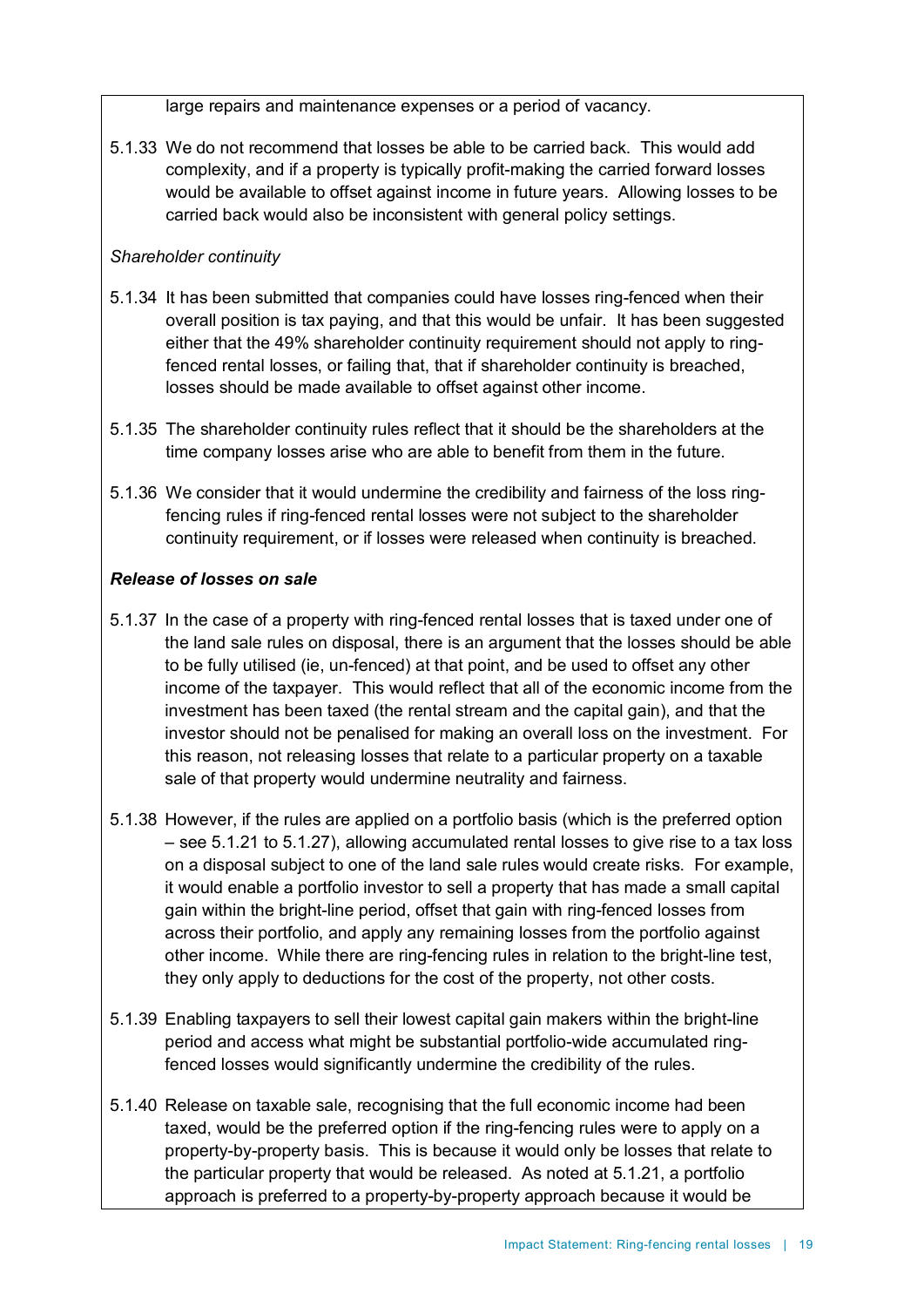large repairs and maintenance expenses or a period of vacancy.

5.1.33 We do not recommend that losses be able to be carried back. This would add complexity, and if a property is typically profit-making the carried forward losses would be available to offset against income in future years. Allowing losses to be carried back would also be inconsistent with general policy settings.

*Shareholder continuity*

5.1.34 It has been submitted that companies could have losses ring-fenced when their overall position is tax paying, and that this would be unfair. It has been suggested either that the 49% shareholder continuity requirement should not apply to ring-fenced rental losses, or failing that, that if shareholder continuity is breached, losses should be made available to offset against other income.

5.1.35 The shareholder continuity rules reflect that it should be the shareholders at the time company losses arise who are able to benefit from them in the future.

5.1.36 We consider that it would undermine the credibility and fairness of the loss ring-fencing rules if ring-fenced rental losses were not subject to the shareholder continuity requirement, or if losses were released when continuity is breached.

***Release of losses on sale***

5.1.37 In the case of a property with ring-fenced rental losses that is taxed under one of the land sale rules on disposal, there is an argument that the losses should be able to be fully utilised (ie, un-fenced) at that point, and be used to offset any other income of the taxpayer. This would reflect that all of the economic income from the investment has been taxed (the rental stream and the capital gain), and that the investor should not be penalised for making an overall loss on the investment. For this reason, not releasing losses that relate to a particular property on a taxable sale of that property would undermine neutrality and fairness.

5.1.38 However, if the rules are applied on a portfolio basis (which is the preferred option – see 5.1.21 to 5.1.27), allowing accumulated rental losses to give rise to a tax loss on a disposal subject to one of the land sale rules would create risks. For example, it would enable a portfolio investor to sell a property that has made a small capital gain within the bright-line period, offset that gain with ring-fenced losses from across their portfolio, and apply any remaining losses from the portfolio against other income. While there are ring-fencing rules in relation to the bright-line test, they only apply to deductions for the cost of the property, not other costs.

5.1.39 Enabling taxpayers to sell their lowest capital gain makers within the bright-line period and access what might be substantial portfolio-wide accumulated ring-fenced losses would significantly undermine the credibility of the rules.

5.1.40 Release on taxable sale, recognising that the full economic income had been taxed, would be the preferred option if the ring-fencing rules were to apply on a property-by-property basis. This is because it would only be losses that relate to the particular property that would be released. As noted at 5.1.21, a portfolio approach is preferred to a property-by-property approach because it would be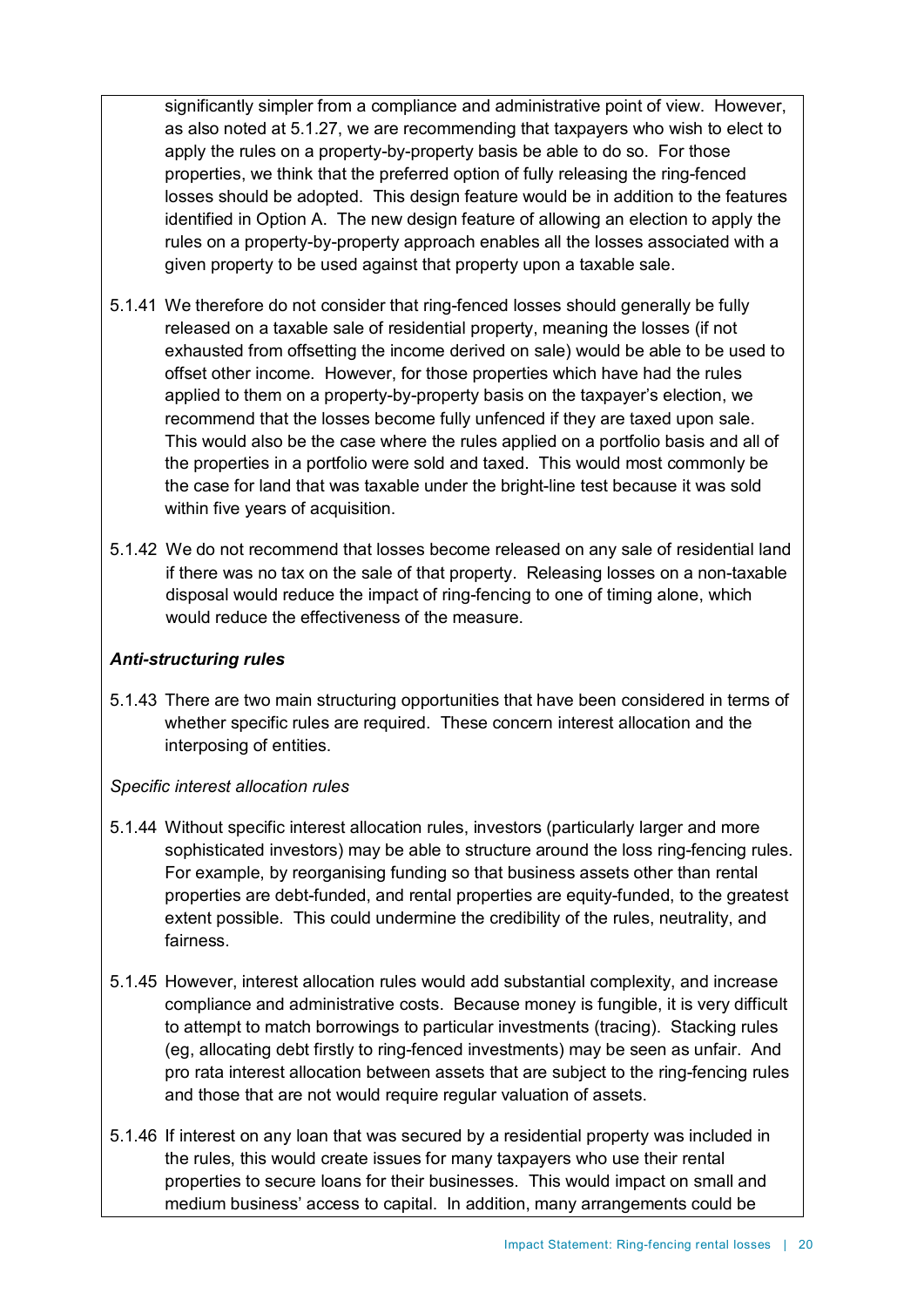significantly simpler from a compliance and administrative point of view. However, as also noted at 5.1.27, we are recommending that taxpayers who wish to elect to apply the rules on a property-by-property basis be able to do so. For those properties, we think that the preferred option of fully releasing the ring-fenced losses should be adopted. This design feature would be in addition to the features identified in Option A. The new design feature of allowing an election to apply the rules on a property-by-property approach enables all the losses associated with a given property to be used against that property upon a taxable sale.

5.1.41 We therefore do not consider that ring-fenced losses should generally be fully released on a taxable sale of residential property, meaning the losses (if not exhausted from offsetting the income derived on sale) would be able to be used to offset other income. However, for those properties which have had the rules applied to them on a property-by-property basis on the taxpayer's election, we recommend that the losses become fully unfenced if they are taxed upon sale. This would also be the case where the rules applied on a portfolio basis and all of the properties in a portfolio were sold and taxed. This would most commonly be the case for land that was taxable under the bright-line test because it was sold within five years of acquisition.

5.1.42 We do not recommend that losses become released on any sale of residential land if there was no tax on the sale of that property. Releasing losses on a non-taxable disposal would reduce the impact of ring-fencing to one of timing alone, which would reduce the effectiveness of the measure.

***Anti-structuring rules***

5.1.43 There are two main structuring opportunities that have been considered in terms of whether specific rules are required. These concern interest allocation and the interposing of entities.

*Specific interest allocation rules*

5.1.44 Without specific interest allocation rules, investors (particularly larger and more sophisticated investors) may be able to structure around the loss ring-fencing rules. For example, by reorganising funding so that business assets other than rental properties are debt-funded, and rental properties are equity-funded, to the greatest extent possible. This could undermine the credibility of the rules, neutrality, and fairness.

5.1.45 However, interest allocation rules would add substantial complexity, and increase compliance and administrative costs. Because money is fungible, it is very difficult to attempt to match borrowings to particular investments (tracing). Stacking rules (eg, allocating debt firstly to ring-fenced investments) may be seen as unfair. And pro rata interest allocation between assets that are subject to the ring-fencing rules and those that are not would require regular valuation of assets.

5.1.46 If interest on any loan that was secured by a residential property was included in the rules, this would create issues for many taxpayers who use their rental properties to secure loans for their businesses. This would impact on small and medium business' access to capital. In addition, many arrangements could be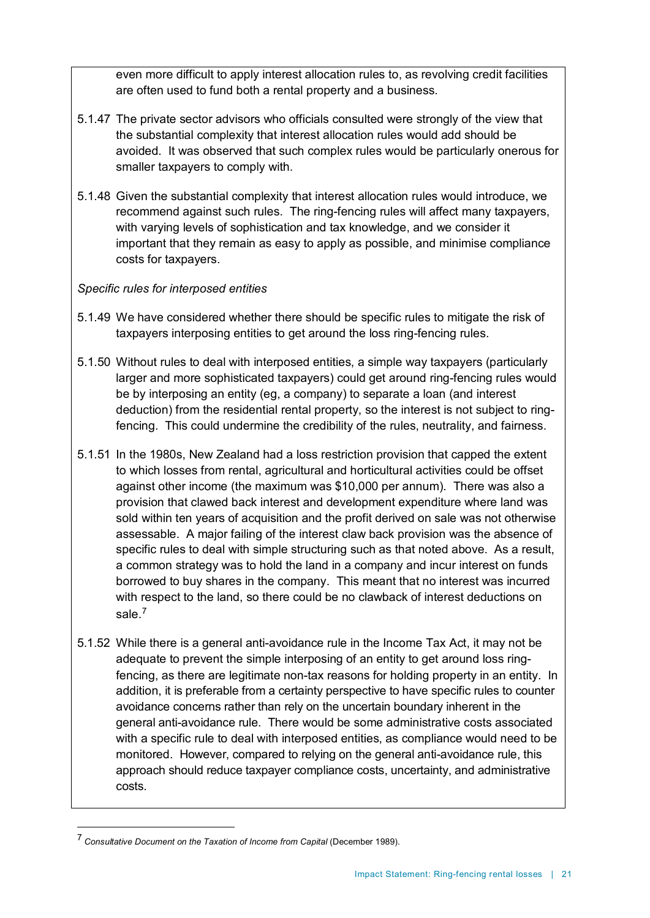even more difficult to apply interest allocation rules to, as revolving credit facilities are often used to fund both a rental property and a business.

5.1.47 The private sector advisors who officials consulted were strongly of the view that the substantial complexity that interest allocation rules would add should be avoided. It was observed that such complex rules would be particularly onerous for smaller taxpayers to comply with.

5.1.48 Given the substantial complexity that interest allocation rules would introduce, we recommend against such rules. The ring-fencing rules will affect many taxpayers, with varying levels of sophistication and tax knowledge, and we consider it important that they remain as easy to apply as possible, and minimise compliance costs for taxpayers.

*Specific rules for interposed entities*

5.1.49 We have considered whether there should be specific rules to mitigate the risk of taxpayers interposing entities to get around the loss ring-fencing rules.

5.1.50 Without rules to deal with interposed entities, a simple way taxpayers (particularly larger and more sophisticated taxpayers) could get around ring-fencing rules would be by interposing an entity (eg, a company) to separate a loan (and interest deduction) from the residential rental property, so the interest is not subject to ring-fencing. This could undermine the credibility of the rules, neutrality, and fairness.

5.1.51 In the 1980s, New Zealand had a loss restriction provision that capped the extent to which losses from rental, agricultural and horticultural activities could be offset against other income (the maximum was $10,000 per annum). There was also a provision that clawed back interest and development expenditure where land was sold within ten years of acquisition and the profit derived on sale was not otherwise assessable. A major failing of the interest claw back provision was the absence of specific rules to deal with simple structuring such as that noted above. As a result, a common strategy was to hold the land in a company and incur interest on funds borrowed to buy shares in the company. This meant that no interest was incurred with respect to the land, so there could be no clawback of interest deductions on sale.[7]

5.1.52 While there is a general anti-avoidance rule in the Income Tax Act, it may not be adequate to prevent the simple interposing of an entity to get around loss ring-fencing, as there are legitimate non-tax reasons for holding property in an entity. In addition, it is preferable from a certainty perspective to have specific rules to counter avoidance concerns rather than rely on the uncertain boundary inherent in the general anti-avoidance rule. There would be some administrative costs associated with a specific rule to deal with interposed entities, as compliance would need to be monitored. However, compared to relying on the general anti-avoidance rule, this approach should reduce taxpayer compliance costs, uncertainty, and administrative costs.

---

[7] *Consultative Document on the Taxation of Income from Capital* (December 1989).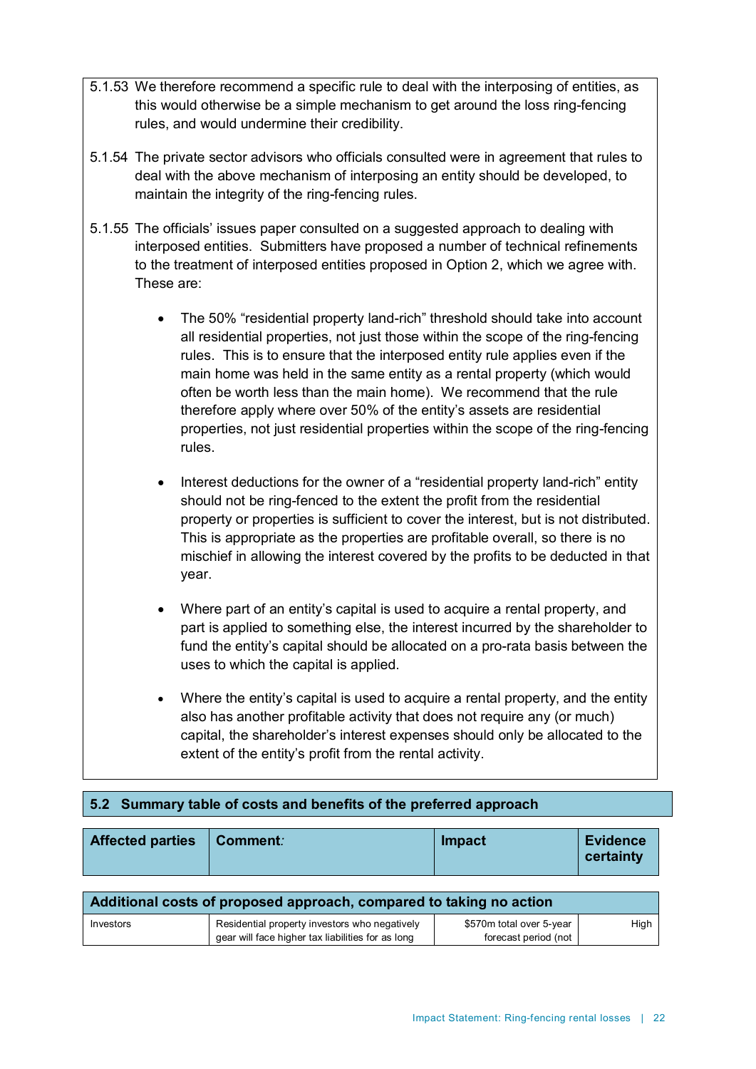5.1.53 We therefore recommend a specific rule to deal with the interposing of entities, as this would otherwise be a simple mechanism to get around the loss ring-fencing rules, and would undermine their credibility.

5.1.54 The private sector advisors who officials consulted were in agreement that rules to deal with the above mechanism of interposing an entity should be developed, to maintain the integrity of the ring-fencing rules.

5.1.55 The officials' issues paper consulted on a suggested approach to dealing with interposed entities. Submitters have proposed a number of technical refinements to the treatment of interposed entities proposed in Option 2, which we agree with. These are:

- The 50% "residential property land-rich" threshold should take into account all residential properties, not just those within the scope of the ring-fencing rules. This is to ensure that the interposed entity rule applies even if the main home was held in the same entity as a rental property (which would often be worth less than the main home). We recommend that the rule therefore apply where over 50% of the entity's assets are residential properties, not just residential properties within the scope of the ring-fencing rules.

- Interest deductions for the owner of a "residential property land-rich" entity should not be ring-fenced to the extent the profit from the residential property or properties is sufficient to cover the interest, but is not distributed. This is appropriate as the properties are profitable overall, so there is no mischief in allowing the interest covered by the profits to be deducted in that year.

- Where part of an entity's capital is used to acquire a rental property, and part is applied to something else, the interest incurred by the shareholder to fund the entity's capital should be allocated on a pro-rata basis between the uses to which the capital is applied.

- Where the entity's capital is used to acquire a rental property, and the entity also has another profitable activity that does not require any (or much) capital, the shareholder's interest expenses should only be allocated to the extent of the entity's profit from the rental activity.

## 5.2 Summary table of costs and benefits of the preferred approach

| Affected parties | Comment: | Impact | Evidence certainty |
|---|---|---|---|
| **Additional costs of proposed approach, compared to taking no action** | | | |
| Investors | Residential property investors who negatively gear will face higher tax liabilities for as long | $570m total over 5-year forecast period (not | High |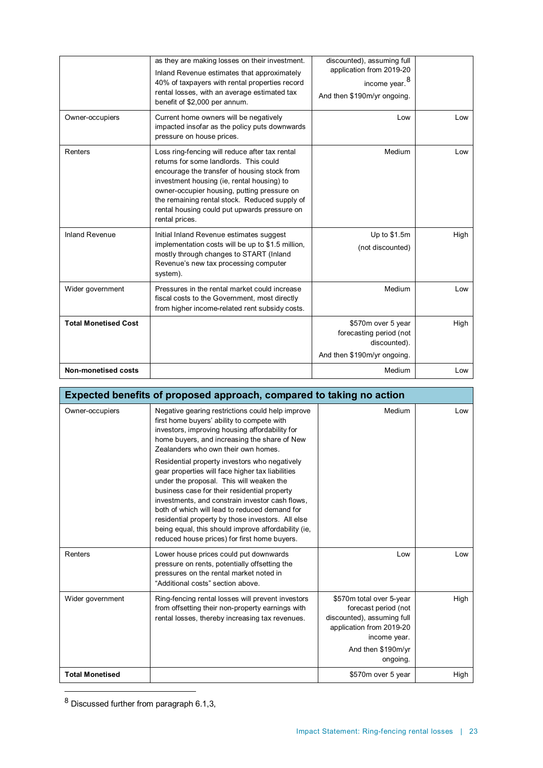| | | | |
|---|---|---|---|
| | as they are making losses on their investment. Inland Revenue estimates that approximately 40% of taxpayers with rental properties record rental losses, with an average estimated tax benefit of $2,000 per annum. | discounted), assuming full application from 2019-20 income year.[8] And then $190m/yr ongoing. | |
| Owner-occupiers | Current home owners will be negatively impacted insofar as the policy puts downwards pressure on house prices. | Low | Low |
| Renters | Loss ring-fencing will reduce after tax rental returns for some landlords. This could encourage the transfer of housing stock from investment housing (ie, rental housing) to owner-occupier housing, putting pressure on the remaining rental stock. Reduced supply of rental housing could put upwards pressure on rental prices. | Medium | Low |
| Inland Revenue | Initial Inland Revenue estimates suggest implementation costs will be up to $1.5 million, mostly through changes to START (Inland Revenue's new tax processing computer system). | Up to $1.5m (not discounted) | High |
| Wider government | Pressures in the rental market could increase fiscal costs to the Government, most directly from higher income-related rent subsidy costs. | Medium | Low |
| **Total Monetised Cost** | | $570m over 5 year forecasting period (not discounted). And then $190m/yr ongoing. | High |
| **Non-monetised costs** | | Medium | Low |

| **Expected benefits of proposed approach, compared to taking no action** | | | |
|---|---|---|---|
| Owner-occupiers | Negative gearing restrictions could help improve first home buyers' ability to compete with investors, improving housing affordability for home buyers, and increasing the share of New Zealanders who own their own homes. Residential property investors who negatively gear properties will face higher tax liabilities under the proposal. This will weaken the business case for their residential property investments, and constrain investor cash flows, both of which will lead to reduced demand for residential property by those investors. All else being equal, this should improve affordability (ie, reduced house prices) for first home buyers. | Medium | Low |
| Renters | Lower house prices could put downwards pressure on rents, potentially offsetting the pressures on the rental market noted in "Additional costs" section above. | Low | Low |
| Wider government | Ring-fencing rental losses will prevent investors from offsetting their non-property earnings with rental losses, thereby increasing tax revenues. | $570m total over 5-year forecast period (not discounted), assuming full application from 2019-20 income year. And then $190m/yr ongoing. | High |
| **Total Monetised** | | $570m over 5 year | High |

[8] Discussed further from paragraph 6.1,3,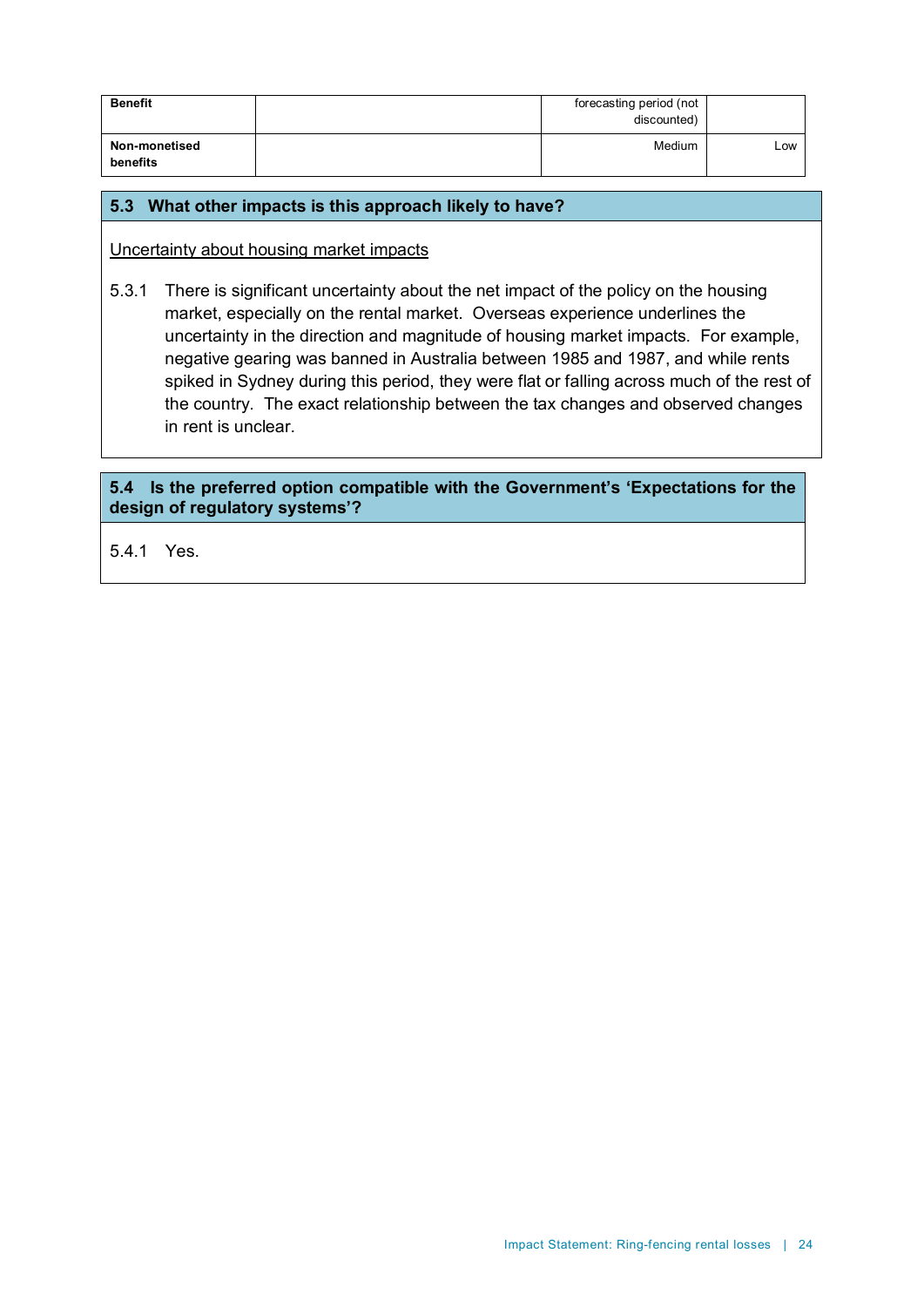| Benefit | | forecasting period (not discounted) | |
|---|---|---|---|
| Non-monetised benefits | | Medium | Low |

## 5.3 What other impacts is this approach likely to have?

Uncertainty about housing market impacts

5.3.1 There is significant uncertainty about the net impact of the policy on the housing market, especially on the rental market. Overseas experience underlines the uncertainty in the direction and magnitude of housing market impacts. For example, negative gearing was banned in Australia between 1985 and 1987, and while rents spiked in Sydney during this period, they were flat or falling across much of the rest of the country. The exact relationship between the tax changes and observed changes in rent is unclear.

## 5.4 Is the preferred option compatible with the Government's 'Expectations for the design of regulatory systems'?

5.4.1 Yes.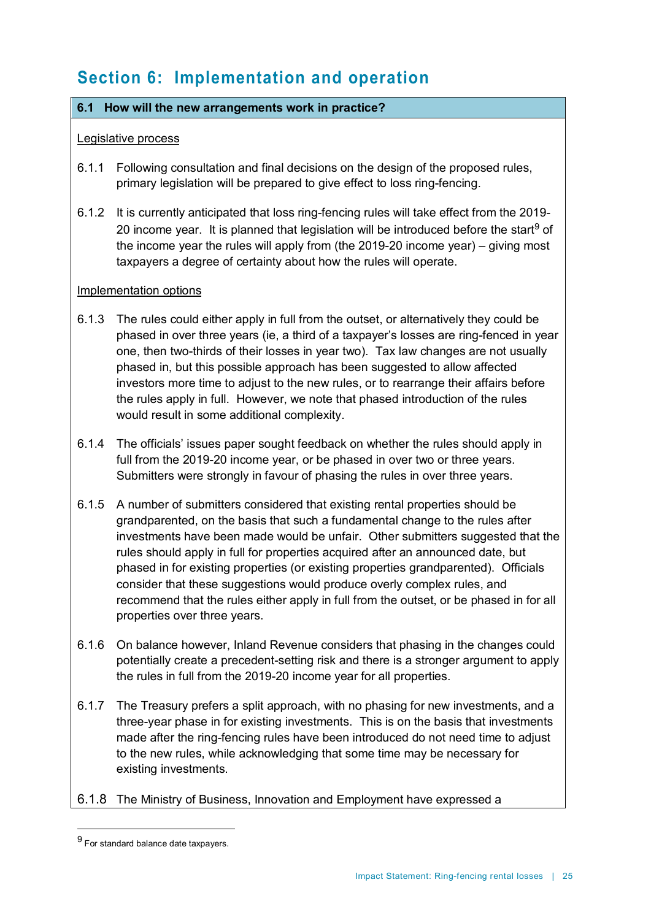## Section 6: Implementation and operation

### 6.1 How will the new arrangements work in practice?

Legislative process

6.1.1 Following consultation and final decisions on the design of the proposed rules, primary legislation will be prepared to give effect to loss ring-fencing.

6.1.2 It is currently anticipated that loss ring-fencing rules will take effect from the 2019-20 income year. It is planned that legislation will be introduced before the start[9] of the income year the rules will apply from (the 2019-20 income year) – giving most taxpayers a degree of certainty about how the rules will operate.

Implementation options

6.1.3 The rules could either apply in full from the outset, or alternatively they could be phased in over three years (ie, a third of a taxpayer's losses are ring-fenced in year one, then two-thirds of their losses in year two). Tax law changes are not usually phased in, but this possible approach has been suggested to allow affected investors more time to adjust to the new rules, or to rearrange their affairs before the rules apply in full. However, we note that phased introduction of the rules would result in some additional complexity.

6.1.4 The officials' issues paper sought feedback on whether the rules should apply in full from the 2019-20 income year, or be phased in over two or three years. Submitters were strongly in favour of phasing the rules in over three years.

6.1.5 A number of submitters considered that existing rental properties should be grandparented, on the basis that such a fundamental change to the rules after investments have been made would be unfair. Other submitters suggested that the rules should apply in full for properties acquired after an announced date, but phased in for existing properties (or existing properties grandparented). Officials consider that these suggestions would produce overly complex rules, and recommend that the rules either apply in full from the outset, or be phased in for all properties over three years.

6.1.6 On balance however, Inland Revenue considers that phasing in the changes could potentially create a precedent-setting risk and there is a stronger argument to apply the rules in full from the 2019-20 income year for all properties.

6.1.7 The Treasury prefers a split approach, with no phasing for new investments, and a three-year phase in for existing investments. This is on the basis that investments made after the ring-fencing rules have been introduced do not need time to adjust to the new rules, while acknowledging that some time may be necessary for existing investments.

6.1.8 The Ministry of Business, Innovation and Employment have expressed a

[9] For standard balance date taxpayers.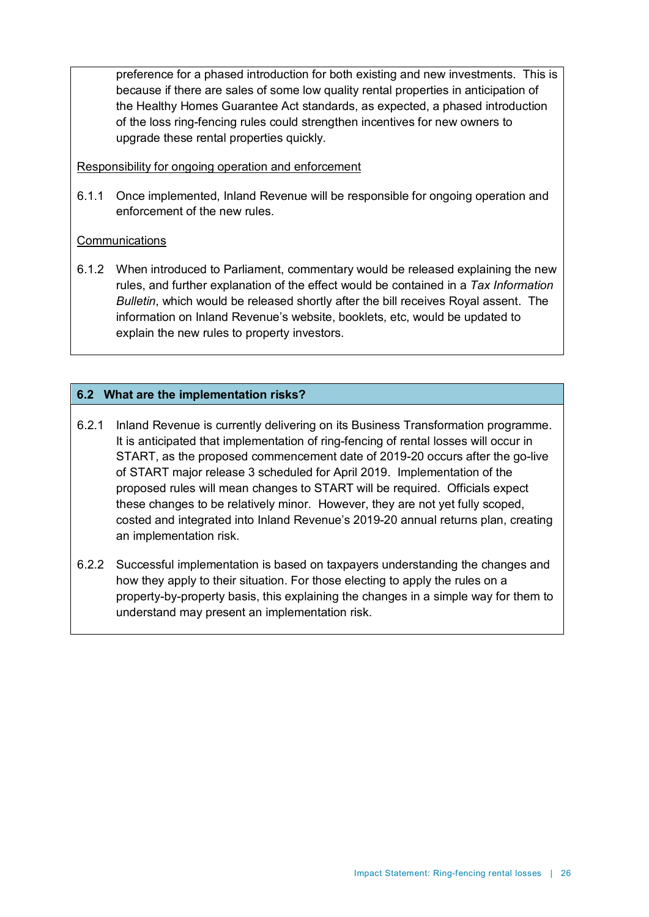preference for a phased introduction for both existing and new investments. This is because if there are sales of some low quality rental properties in anticipation of the Healthy Homes Guarantee Act standards, as expected, a phased introduction of the loss ring-fencing rules could strengthen incentives for new owners to upgrade these rental properties quickly.

Responsibility for ongoing operation and enforcement

6.1.1 Once implemented, Inland Revenue will be responsible for ongoing operation and enforcement of the new rules.

Communications

6.1.2 When introduced to Parliament, commentary would be released explaining the new rules, and further explanation of the effect would be contained in a *Tax Information Bulletin*, which would be released shortly after the bill receives Royal assent. The information on Inland Revenue's website, booklets, etc, would be updated to explain the new rules to property investors.

## 6.2 What are the implementation risks?

6.2.1 Inland Revenue is currently delivering on its Business Transformation programme. It is anticipated that implementation of ring-fencing of rental losses will occur in START, as the proposed commencement date of 2019-20 occurs after the go-live of START major release 3 scheduled for April 2019. Implementation of the proposed rules will mean changes to START will be required. Officials expect these changes to be relatively minor. However, they are not yet fully scoped, costed and integrated into Inland Revenue's 2019-20 annual returns plan, creating an implementation risk.

6.2.2 Successful implementation is based on taxpayers understanding the changes and how they apply to their situation. For those electing to apply the rules on a property-by-property basis, this explaining the changes in a simple way for them to understand may present an implementation risk.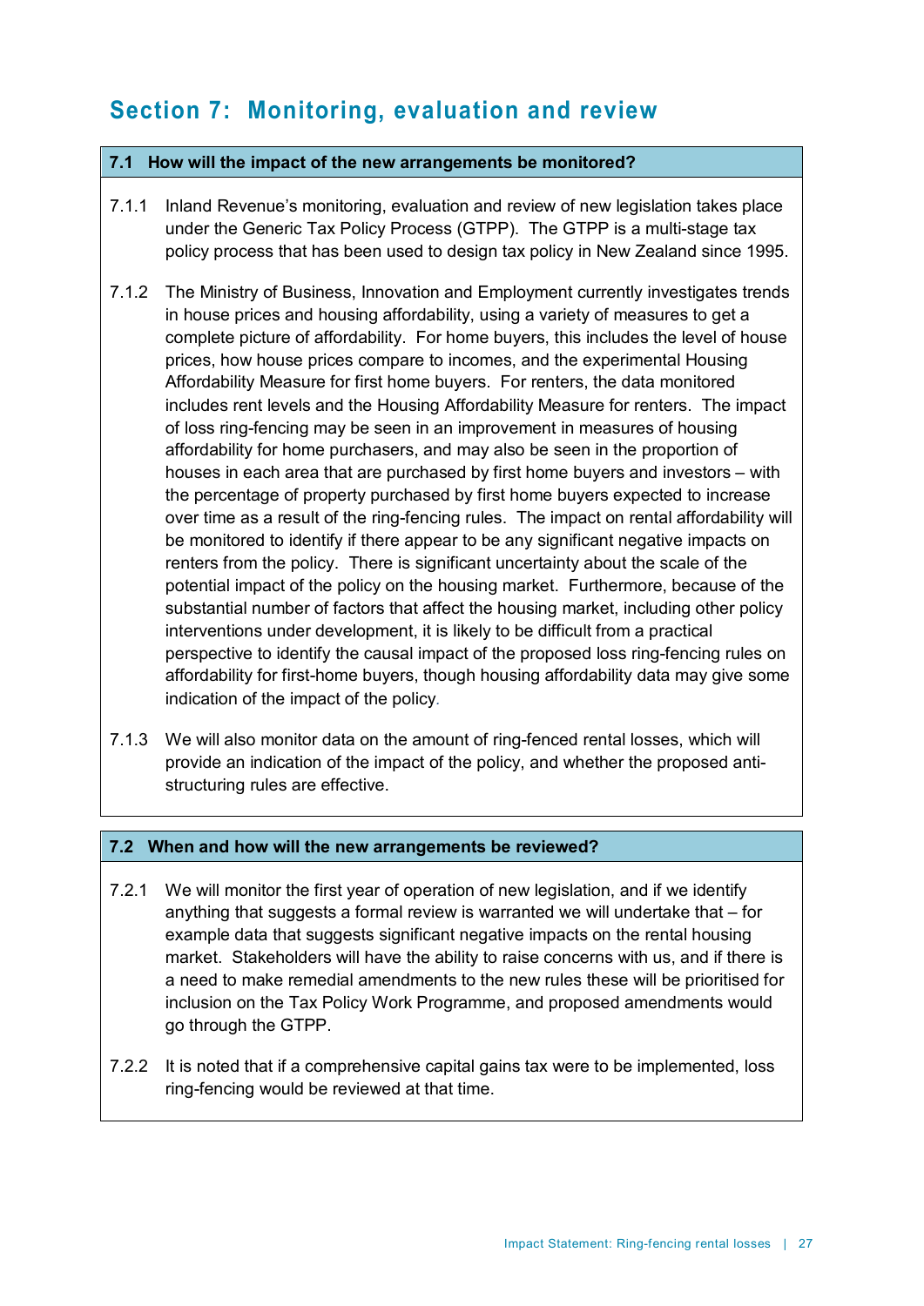# Section 7: Monitoring, evaluation and review

## 7.1 How will the impact of the new arrangements be monitored?

7.1.1 Inland Revenue's monitoring, evaluation and review of new legislation takes place under the Generic Tax Policy Process (GTPP). The GTPP is a multi-stage tax policy process that has been used to design tax policy in New Zealand since 1995.

7.1.2 The Ministry of Business, Innovation and Employment currently investigates trends in house prices and housing affordability, using a variety of measures to get a complete picture of affordability. For home buyers, this includes the level of house prices, how house prices compare to incomes, and the experimental Housing Affordability Measure for first home buyers. For renters, the data monitored includes rent levels and the Housing Affordability Measure for renters. The impact of loss ring-fencing may be seen in an improvement in measures of housing affordability for home purchasers, and may also be seen in the proportion of houses in each area that are purchased by first home buyers and investors – with the percentage of property purchased by first home buyers expected to increase over time as a result of the ring-fencing rules. The impact on rental affordability will be monitored to identify if there appear to be any significant negative impacts on renters from the policy. There is significant uncertainty about the scale of the potential impact of the policy on the housing market. Furthermore, because of the substantial number of factors that affect the housing market, including other policy interventions under development, it is likely to be difficult from a practical perspective to identify the causal impact of the proposed loss ring-fencing rules on affordability for first-home buyers, though housing affordability data may give some indication of the impact of the policy.

7.1.3 We will also monitor data on the amount of ring-fenced rental losses, which will provide an indication of the impact of the policy, and whether the proposed anti-structuring rules are effective.

## 7.2 When and how will the new arrangements be reviewed?

7.2.1 We will monitor the first year of operation of new legislation, and if we identify anything that suggests a formal review is warranted we will undertake that – for example data that suggests significant negative impacts on the rental housing market. Stakeholders will have the ability to raise concerns with us, and if there is a need to make remedial amendments to the new rules these will be prioritised for inclusion on the Tax Policy Work Programme, and proposed amendments would go through the GTPP.

7.2.2 It is noted that if a comprehensive capital gains tax were to be implemented, loss ring-fencing would be reviewed at that time.